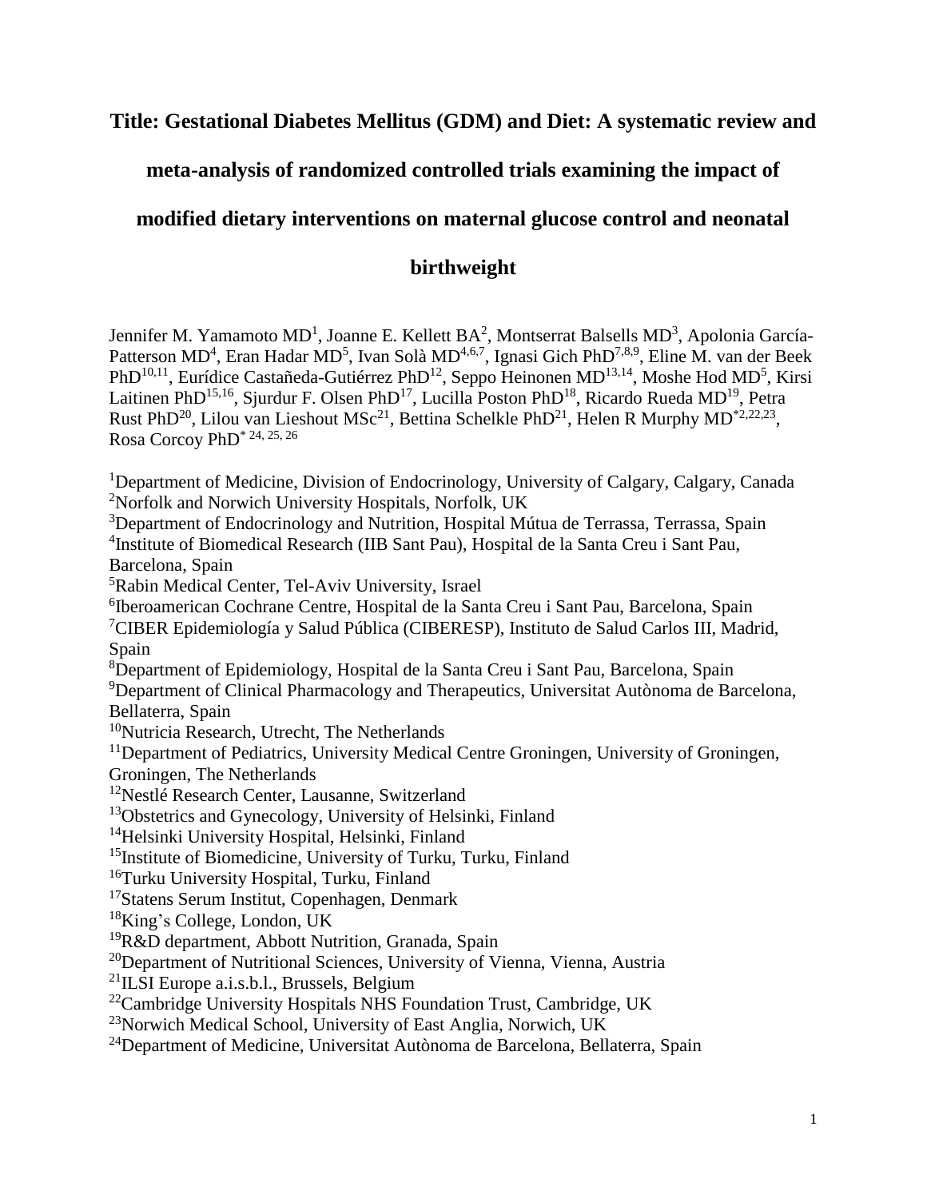# Title: Gestational Diabetes Mellitus (GDM) and Diet: A systematic review and meta-analysis of randomized controlled trials examining the impact of modified dietary interventions on maternal glucose control and neonatal birthweight

Jennifer M. Yamamoto MD[1], Joanne E. Kellett BA[2], Montserrat Balsells MD[3], Apolonia García-Patterson MD[4], Eran Hadar MD[5], Ivan Solà MD[4,6,7], Ignasi Gich PhD[7,8,9], Eline M. van der Beek PhD[10,11], Eurídice Castañeda-Gutiérrez PhD[12], Seppo Heinonen MD[13,14], Moshe Hod MD[5], Kirsi Laitinen PhD[15,16], Sjurdur F. Olsen PhD[17], Lucilla Poston PhD[18], Ricardo Rueda MD[19], Petra Rust PhD[20], Lilou van Lieshout MSc[21], Bettina Schelkle PhD[21], Helen R Murphy MD[*2,22,23], Rosa Corcoy PhD[* 24, 25, 26]

[1]Department of Medicine, Division of Endocrinology, University of Calgary, Calgary, Canada
[2]Norfolk and Norwich University Hospitals, Norfolk, UK
[3]Department of Endocrinology and Nutrition, Hospital Mútua de Terrassa, Terrassa, Spain
[4]Institute of Biomedical Research (IIB Sant Pau), Hospital de la Santa Creu i Sant Pau, Barcelona, Spain
[5]Rabin Medical Center, Tel-Aviv University, Israel
[6]Iberoamerican Cochrane Centre, Hospital de la Santa Creu i Sant Pau, Barcelona, Spain
[7]CIBER Epidemiología y Salud Pública (CIBERESP), Instituto de Salud Carlos III, Madrid, Spain
[8]Department of Epidemiology, Hospital de la Santa Creu i Sant Pau, Barcelona, Spain
[9]Department of Clinical Pharmacology and Therapeutics, Universitat Autònoma de Barcelona, Bellaterra, Spain
[10]Nutricia Research, Utrecht, The Netherlands
[11]Department of Pediatrics, University Medical Centre Groningen, University of Groningen, Groningen, The Netherlands
[12]Nestlé Research Center, Lausanne, Switzerland
[13]Obstetrics and Gynecology, University of Helsinki, Finland
[14]Helsinki University Hospital, Helsinki, Finland
[15]Institute of Biomedicine, University of Turku, Turku, Finland
[16]Turku University Hospital, Turku, Finland
[17]Statens Serum Institut, Copenhagen, Denmark
[18]King's College, London, UK
[19]R&D department, Abbott Nutrition, Granada, Spain
[20]Department of Nutritional Sciences, University of Vienna, Vienna, Austria
[21]ILSI Europe a.i.s.b.l., Brussels, Belgium
[22]Cambridge University Hospitals NHS Foundation Trust, Cambridge, UK
[23]Norwich Medical School, University of East Anglia, Norwich, UK
[24]Department of Medicine, Universitat Autònoma de Barcelona, Bellaterra, Spain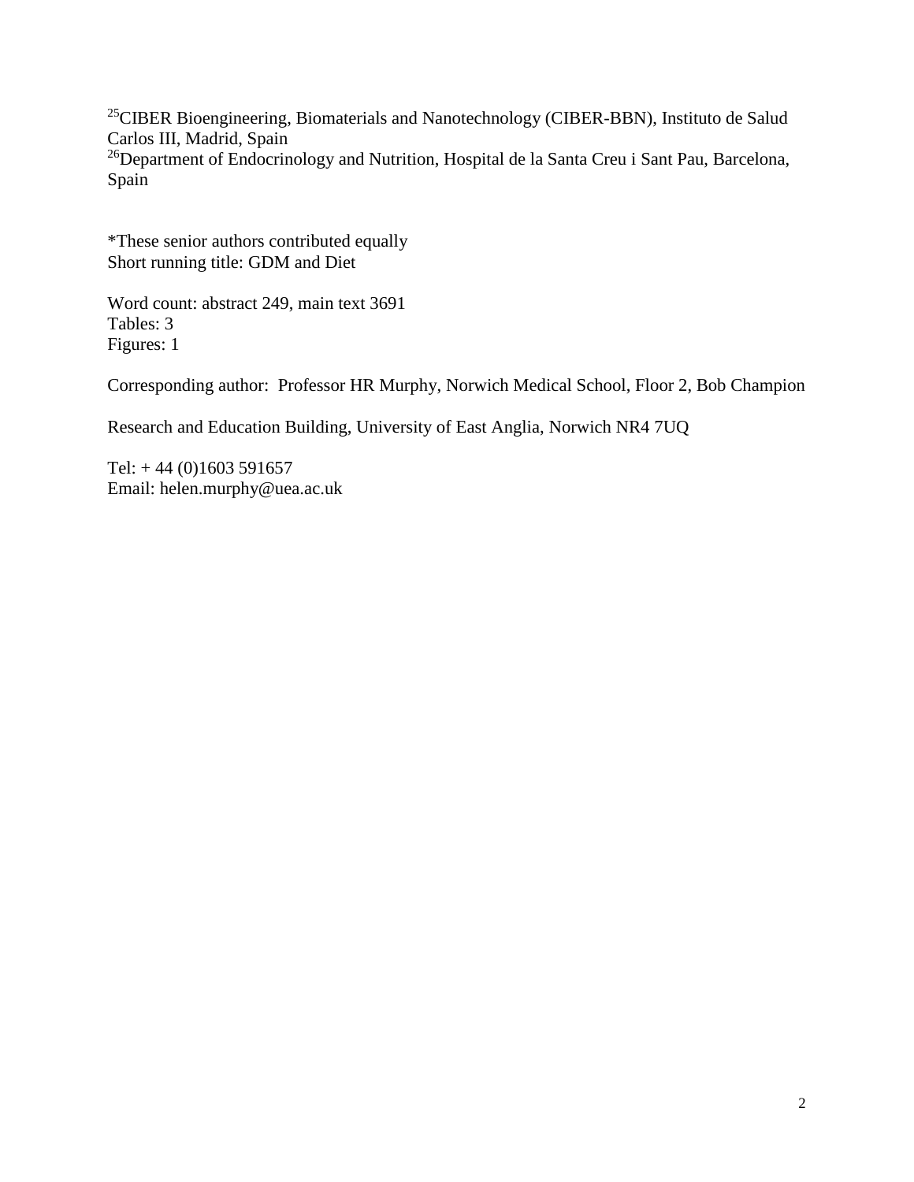[25]CIBER Bioengineering, Biomaterials and Nanotechnology (CIBER-BBN), Instituto de Salud Carlos III, Madrid, Spain
[26]Department of Endocrinology and Nutrition, Hospital de la Santa Creu i Sant Pau, Barcelona, Spain

*These senior authors contributed equally
Short running title: GDM and Diet

Word count: abstract 249, main text 3691
Tables: 3
Figures: 1

Corresponding author: Professor HR Murphy, Norwich Medical School, Floor 2, Bob Champion Research and Education Building, University of East Anglia, Norwich NR4 7UQ

Tel: + 44 (0)1603 591657
Email: helen.murphy@uea.ac.uk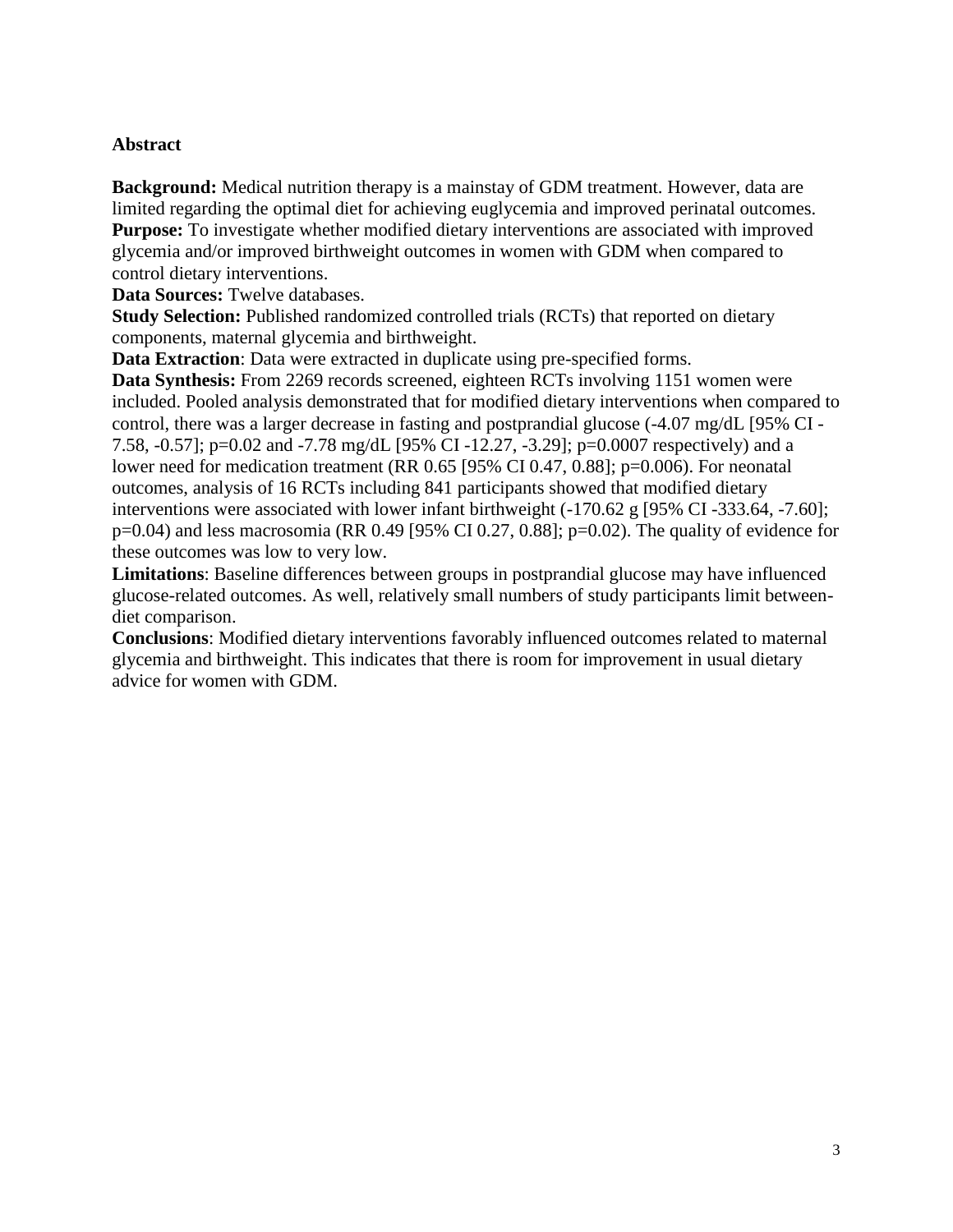## Abstract

**Background:** Medical nutrition therapy is a mainstay of GDM treatment. However, data are limited regarding the optimal diet for achieving euglycemia and improved perinatal outcomes.

**Purpose:** To investigate whether modified dietary interventions are associated with improved glycemia and/or improved birthweight outcomes in women with GDM when compared to control dietary interventions.

**Data Sources:** Twelve databases.

**Study Selection:** Published randomized controlled trials (RCTs) that reported on dietary components, maternal glycemia and birthweight.

**Data Extraction**: Data were extracted in duplicate using pre-specified forms.

**Data Synthesis:** From 2269 records screened, eighteen RCTs involving 1151 women were included. Pooled analysis demonstrated that for modified dietary interventions when compared to control, there was a larger decrease in fasting and postprandial glucose (-4.07 mg/dL [95% CI -7.58, -0.57]; p=0.02 and -7.78 mg/dL [95% CI -12.27, -3.29]; p=0.0007 respectively) and a lower need for medication treatment (RR 0.65 [95% CI 0.47, 0.88]; p=0.006). For neonatal outcomes, analysis of 16 RCTs including 841 participants showed that modified dietary interventions were associated with lower infant birthweight (-170.62 g [95% CI -333.64, -7.60]; p=0.04) and less macrosomia (RR 0.49 [95% CI 0.27, 0.88]; p=0.02). The quality of evidence for these outcomes was low to very low.

**Limitations**: Baseline differences between groups in postprandial glucose may have influenced glucose-related outcomes. As well, relatively small numbers of study participants limit between-diet comparison.

**Conclusions**: Modified dietary interventions favorably influenced outcomes related to maternal glycemia and birthweight. This indicates that there is room for improvement in usual dietary advice for women with GDM.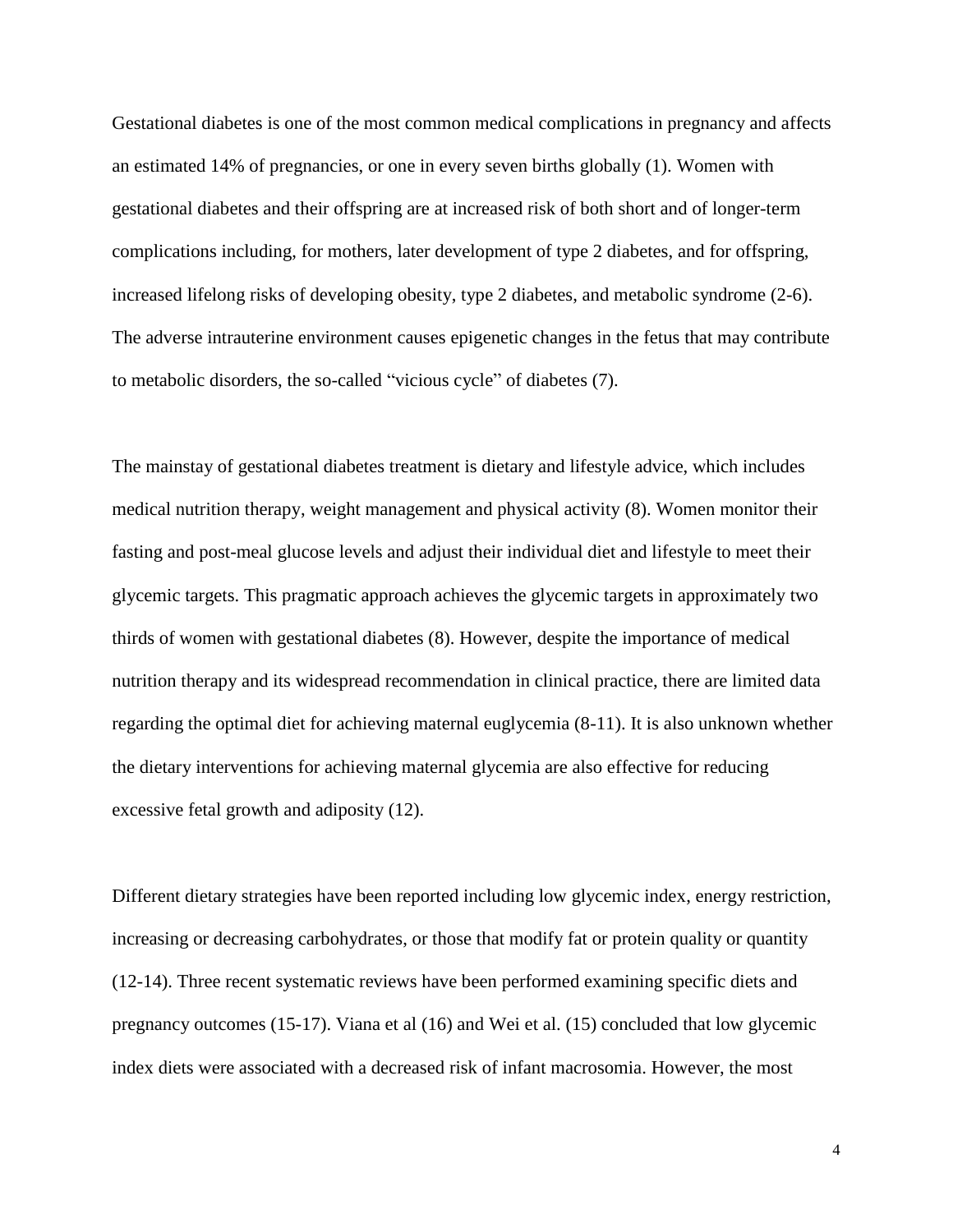Gestational diabetes is one of the most common medical complications in pregnancy and affects an estimated 14% of pregnancies, or one in every seven births globally (1). Women with gestational diabetes and their offspring are at increased risk of both short and of longer-term complications including, for mothers, later development of type 2 diabetes, and for offspring, increased lifelong risks of developing obesity, type 2 diabetes, and metabolic syndrome (2-6). The adverse intrauterine environment causes epigenetic changes in the fetus that may contribute to metabolic disorders, the so-called "vicious cycle" of diabetes (7).

The mainstay of gestational diabetes treatment is dietary and lifestyle advice, which includes medical nutrition therapy, weight management and physical activity (8). Women monitor their fasting and post-meal glucose levels and adjust their individual diet and lifestyle to meet their glycemic targets. This pragmatic approach achieves the glycemic targets in approximately two thirds of women with gestational diabetes (8). However, despite the importance of medical nutrition therapy and its widespread recommendation in clinical practice, there are limited data regarding the optimal diet for achieving maternal euglycemia (8-11). It is also unknown whether the dietary interventions for achieving maternal glycemia are also effective for reducing excessive fetal growth and adiposity (12).

Different dietary strategies have been reported including low glycemic index, energy restriction, increasing or decreasing carbohydrates, or those that modify fat or protein quality or quantity (12-14). Three recent systematic reviews have been performed examining specific diets and pregnancy outcomes (15-17). Viana et al (16) and Wei et al. (15) concluded that low glycemic index diets were associated with a decreased risk of infant macrosomia. However, the most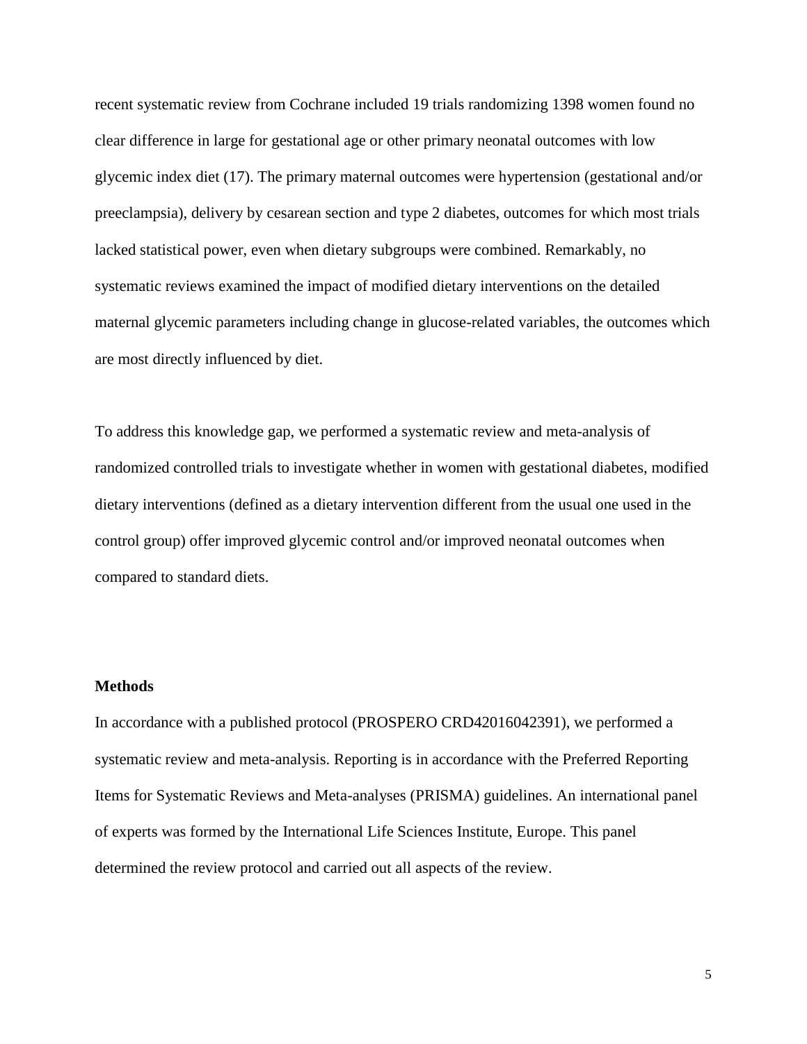recent systematic review from Cochrane included 19 trials randomizing 1398 women found no clear difference in large for gestational age or other primary neonatal outcomes with low glycemic index diet (17). The primary maternal outcomes were hypertension (gestational and/or preeclampsia), delivery by cesarean section and type 2 diabetes, outcomes for which most trials lacked statistical power, even when dietary subgroups were combined. Remarkably, no systematic reviews examined the impact of modified dietary interventions on the detailed maternal glycemic parameters including change in glucose-related variables, the outcomes which are most directly influenced by diet.

To address this knowledge gap, we performed a systematic review and meta-analysis of randomized controlled trials to investigate whether in women with gestational diabetes, modified dietary interventions (defined as a dietary intervention different from the usual one used in the control group) offer improved glycemic control and/or improved neonatal outcomes when compared to standard diets.

## Methods

In accordance with a published protocol (PROSPERO CRD42016042391), we performed a systematic review and meta-analysis. Reporting is in accordance with the Preferred Reporting Items for Systematic Reviews and Meta-analyses (PRISMA) guidelines. An international panel of experts was formed by the International Life Sciences Institute, Europe. This panel determined the review protocol and carried out all aspects of the review.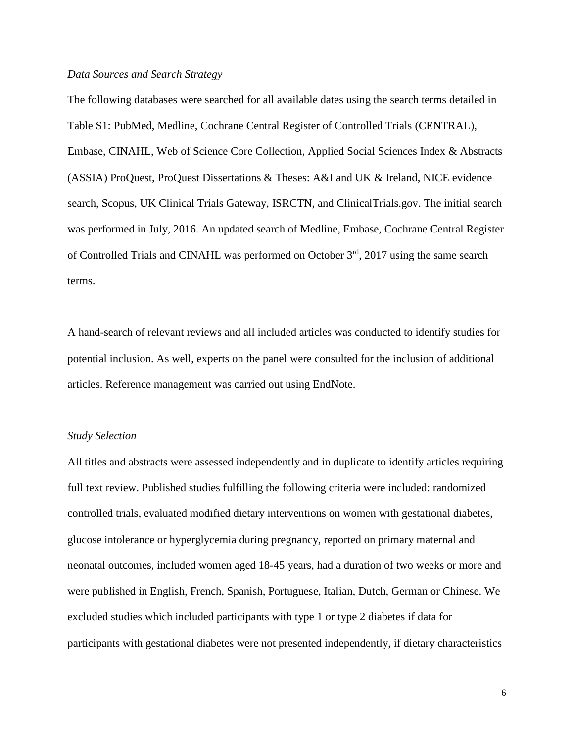*Data Sources and Search Strategy*

The following databases were searched for all available dates using the search terms detailed in Table S1: PubMed, Medline, Cochrane Central Register of Controlled Trials (CENTRAL), Embase, CINAHL, Web of Science Core Collection, Applied Social Sciences Index & Abstracts (ASSIA) ProQuest, ProQuest Dissertations & Theses: A&I and UK & Ireland, NICE evidence search, Scopus, UK Clinical Trials Gateway, ISRCTN, and ClinicalTrials.gov. The initial search was performed in July, 2016. An updated search of Medline, Embase, Cochrane Central Register of Controlled Trials and CINAHL was performed on October 3rd, 2017 using the same search terms.

A hand-search of relevant reviews and all included articles was conducted to identify studies for potential inclusion. As well, experts on the panel were consulted for the inclusion of additional articles. Reference management was carried out using EndNote.

*Study Selection*

All titles and abstracts were assessed independently and in duplicate to identify articles requiring full text review. Published studies fulfilling the following criteria were included: randomized controlled trials, evaluated modified dietary interventions on women with gestational diabetes, glucose intolerance or hyperglycemia during pregnancy, reported on primary maternal and neonatal outcomes, included women aged 18-45 years, had a duration of two weeks or more and were published in English, French, Spanish, Portuguese, Italian, Dutch, German or Chinese. We excluded studies which included participants with type 1 or type 2 diabetes if data for participants with gestational diabetes were not presented independently, if dietary characteristics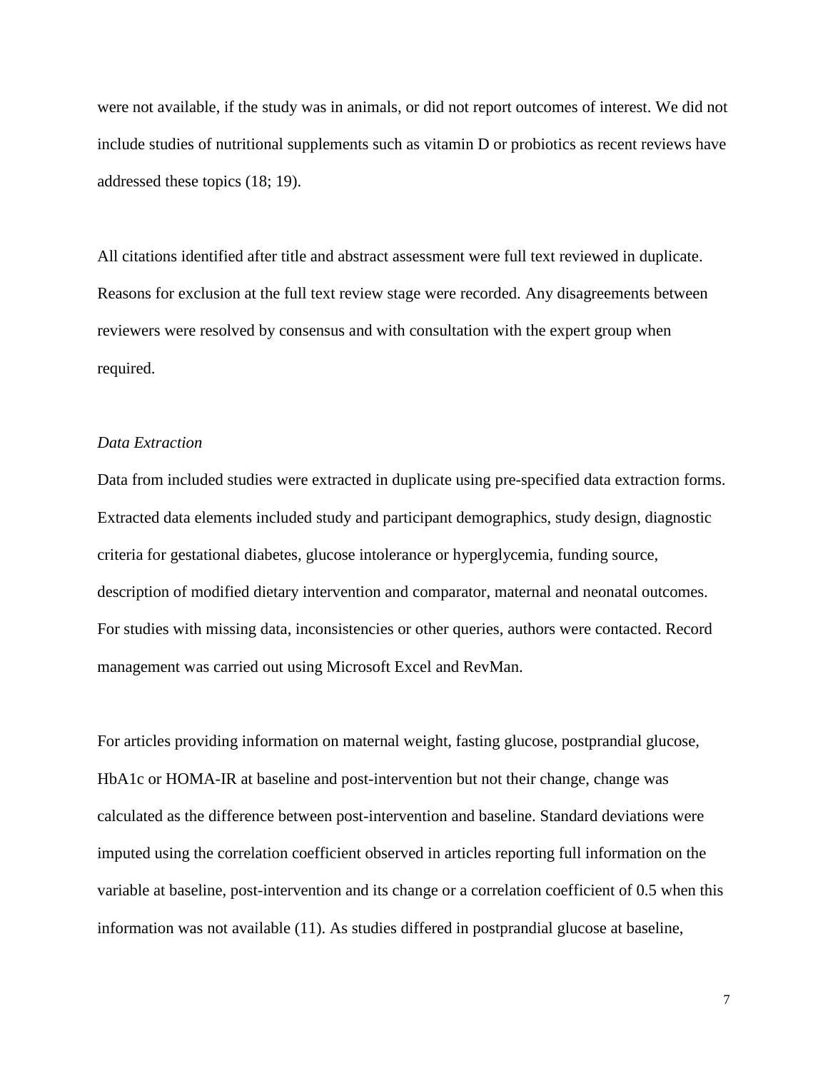were not available, if the study was in animals, or did not report outcomes of interest. We did not include studies of nutritional supplements such as vitamin D or probiotics as recent reviews have addressed these topics (18; 19).

All citations identified after title and abstract assessment were full text reviewed in duplicate. Reasons for exclusion at the full text review stage were recorded. Any disagreements between reviewers were resolved by consensus and with consultation with the expert group when required.

*Data Extraction*

Data from included studies were extracted in duplicate using pre-specified data extraction forms. Extracted data elements included study and participant demographics, study design, diagnostic criteria for gestational diabetes, glucose intolerance or hyperglycemia, funding source, description of modified dietary intervention and comparator, maternal and neonatal outcomes. For studies with missing data, inconsistencies or other queries, authors were contacted. Record management was carried out using Microsoft Excel and RevMan.

For articles providing information on maternal weight, fasting glucose, postprandial glucose, HbA1c or HOMA-IR at baseline and post-intervention but not their change, change was calculated as the difference between post-intervention and baseline. Standard deviations were imputed using the correlation coefficient observed in articles reporting full information on the variable at baseline, post-intervention and its change or a correlation coefficient of 0.5 when this information was not available (11). As studies differed in postprandial glucose at baseline,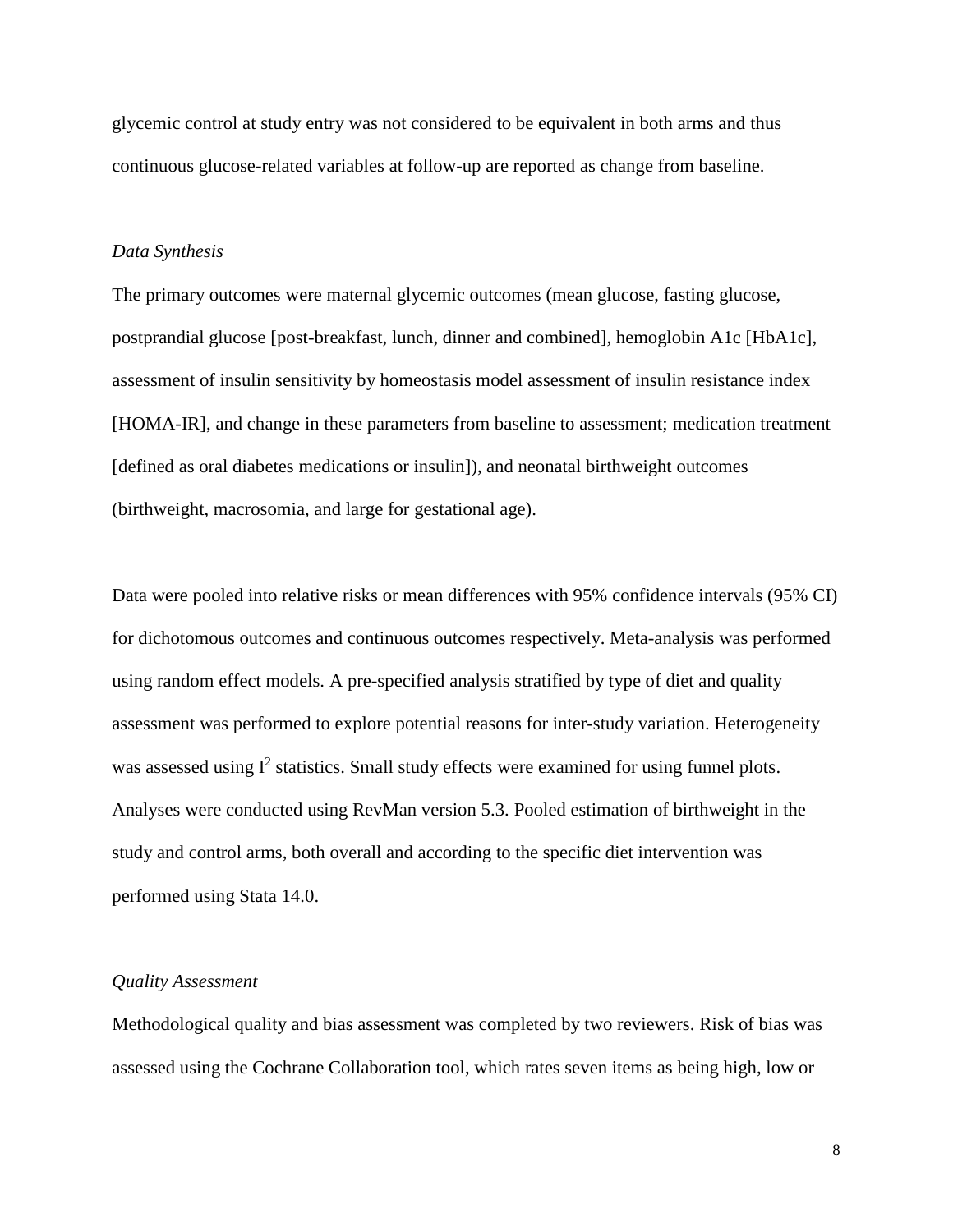glycemic control at study entry was not considered to be equivalent in both arms and thus continuous glucose-related variables at follow-up are reported as change from baseline.

*Data Synthesis*

The primary outcomes were maternal glycemic outcomes (mean glucose, fasting glucose, postprandial glucose [post-breakfast, lunch, dinner and combined], hemoglobin A1c [HbA1c], assessment of insulin sensitivity by homeostasis model assessment of insulin resistance index [HOMA-IR], and change in these parameters from baseline to assessment; medication treatment [defined as oral diabetes medications or insulin]), and neonatal birthweight outcomes (birthweight, macrosomia, and large for gestational age).

Data were pooled into relative risks or mean differences with 95% confidence intervals (95% CI) for dichotomous outcomes and continuous outcomes respectively. Meta-analysis was performed using random effect models. A pre-specified analysis stratified by type of diet and quality assessment was performed to explore potential reasons for inter-study variation. Heterogeneity was assessed using $I^2$ statistics. Small study effects were examined for using funnel plots. Analyses were conducted using RevMan version 5.3. Pooled estimation of birthweight in the study and control arms, both overall and according to the specific diet intervention was performed using Stata 14.0.

*Quality Assessment*

Methodological quality and bias assessment was completed by two reviewers. Risk of bias was assessed using the Cochrane Collaboration tool, which rates seven items as being high, low or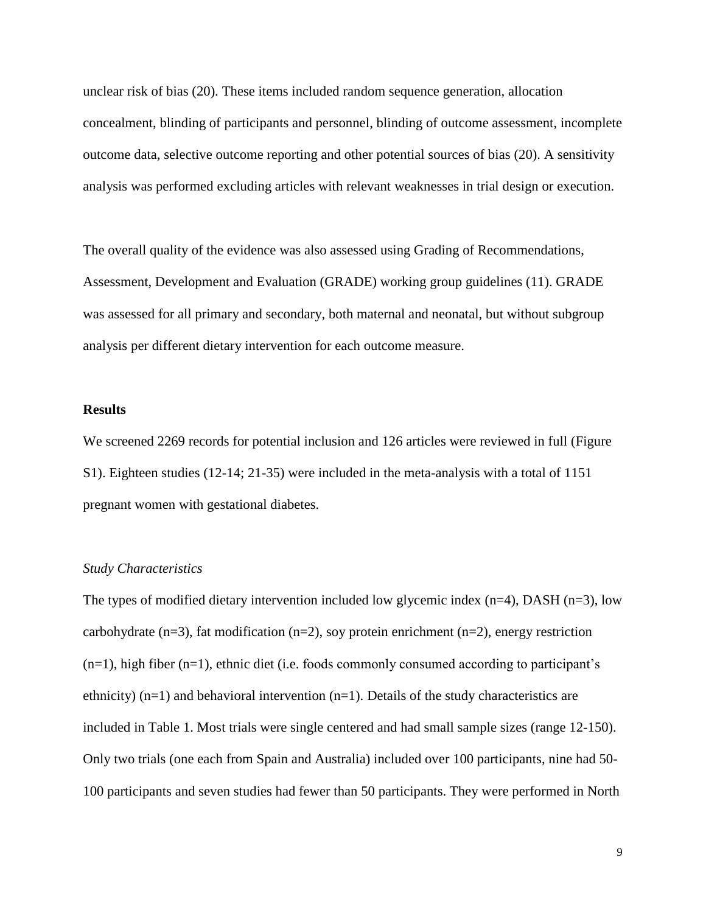unclear risk of bias (20). These items included random sequence generation, allocation concealment, blinding of participants and personnel, blinding of outcome assessment, incomplete outcome data, selective outcome reporting and other potential sources of bias (20). A sensitivity analysis was performed excluding articles with relevant weaknesses in trial design or execution.

The overall quality of the evidence was also assessed using Grading of Recommendations, Assessment, Development and Evaluation (GRADE) working group guidelines (11). GRADE was assessed for all primary and secondary, both maternal and neonatal, but without subgroup analysis per different dietary intervention for each outcome measure.

## Results

We screened 2269 records for potential inclusion and 126 articles were reviewed in full (Figure S1). Eighteen studies (12-14; 21-35) were included in the meta-analysis with a total of 1151 pregnant women with gestational diabetes.

### *Study Characteristics*

The types of modified dietary intervention included low glycemic index (n=4), DASH (n=3), low carbohydrate (n=3), fat modification (n=2), soy protein enrichment (n=2), energy restriction (n=1), high fiber (n=1), ethnic diet (i.e. foods commonly consumed according to participant's ethnicity) (n=1) and behavioral intervention (n=1). Details of the study characteristics are included in Table 1. Most trials were single centered and had small sample sizes (range 12-150). Only two trials (one each from Spain and Australia) included over 100 participants, nine had 50-100 participants and seven studies had fewer than 50 participants. They were performed in North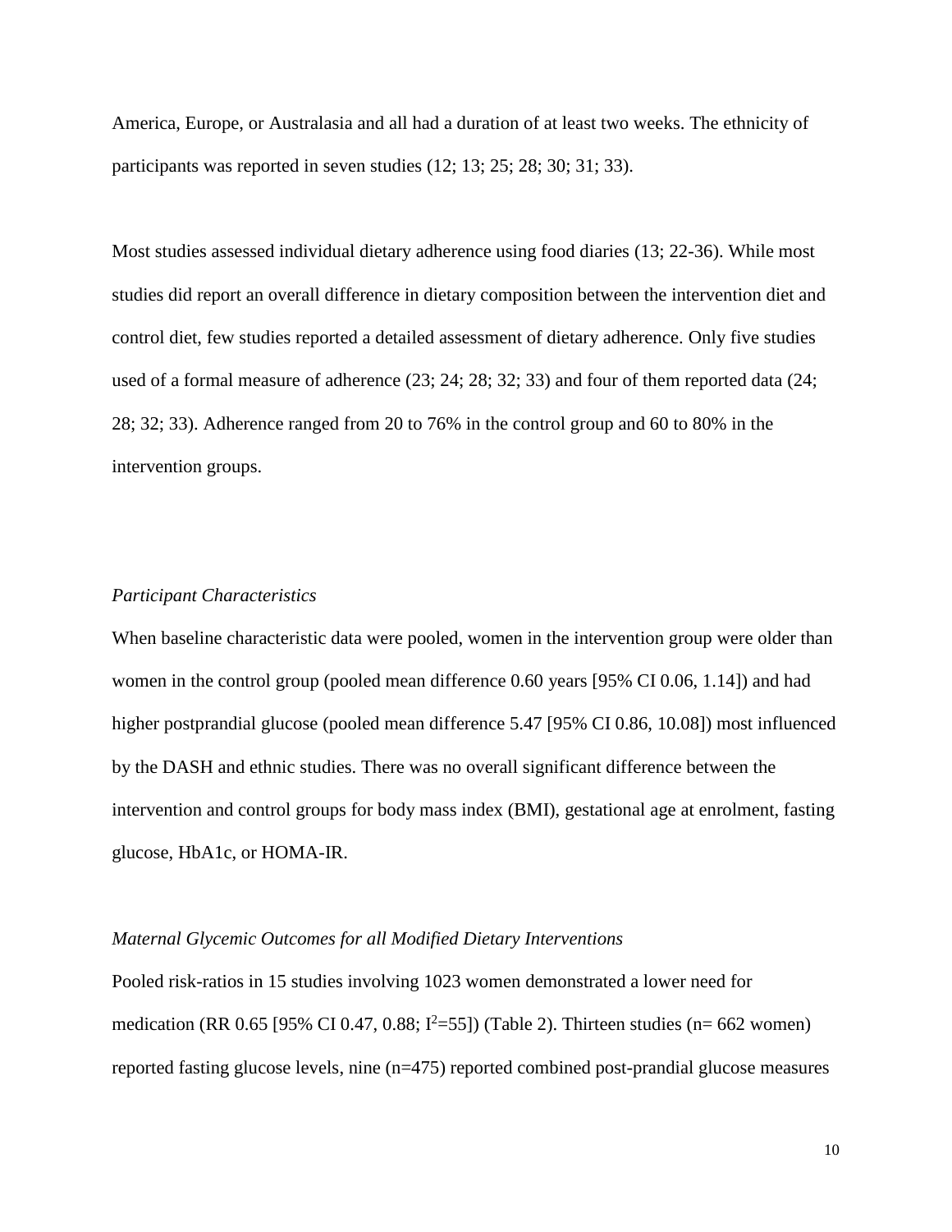America, Europe, or Australasia and all had a duration of at least two weeks. The ethnicity of participants was reported in seven studies (12; 13; 25; 28; 30; 31; 33).

Most studies assessed individual dietary adherence using food diaries (13; 22-36). While most studies did report an overall difference in dietary composition between the intervention diet and control diet, few studies reported a detailed assessment of dietary adherence. Only five studies used of a formal measure of adherence (23; 24; 28; 32; 33) and four of them reported data (24; 28; 32; 33). Adherence ranged from 20 to 76% in the control group and 60 to 80% in the intervention groups.

*Participant Characteristics*

When baseline characteristic data were pooled, women in the intervention group were older than women in the control group (pooled mean difference 0.60 years [95% CI 0.06, 1.14]) and had higher postprandial glucose (pooled mean difference 5.47 [95% CI 0.86, 10.08]) most influenced by the DASH and ethnic studies. There was no overall significant difference between the intervention and control groups for body mass index (BMI), gestational age at enrolment, fasting glucose, HbA1c, or HOMA-IR.

*Maternal Glycemic Outcomes for all Modified Dietary Interventions*

Pooled risk-ratios in 15 studies involving 1023 women demonstrated a lower need for medication (RR 0.65 [95% CI 0.47, 0.88; $I^2$=55]) (Table 2). Thirteen studies (n= 662 women) reported fasting glucose levels, nine (n=475) reported combined post-prandial glucose measures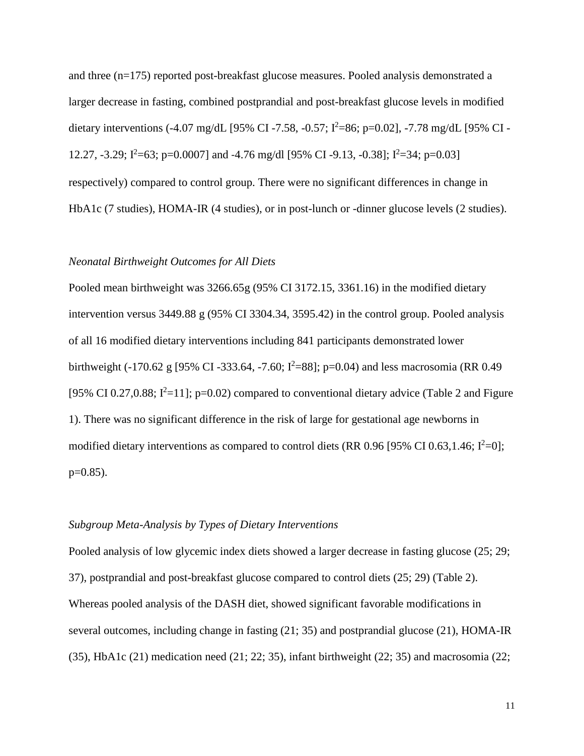and three (n=175) reported post-breakfast glucose measures. Pooled analysis demonstrated a larger decrease in fasting, combined postprandial and post-breakfast glucose levels in modified dietary interventions (-4.07 mg/dL [95% CI -7.58, -0.57; $I^2$=86; p=0.02], -7.78 mg/dL [95% CI -12.27, -3.29; $I^2$=63; p=0.0007] and -4.76 mg/dl [95% CI -9.13, -0.38]; $I^2$=34; p=0.03] respectively) compared to control group. There were no significant differences in change in HbA1c (7 studies), HOMA-IR (4 studies), or in post-lunch or -dinner glucose levels (2 studies).

*Neonatal Birthweight Outcomes for All Diets*

Pooled mean birthweight was 3266.65g (95% CI 3172.15, 3361.16) in the modified dietary intervention versus 3449.88 g (95% CI 3304.34, 3595.42) in the control group. Pooled analysis of all 16 modified dietary interventions including 841 participants demonstrated lower birthweight (-170.62 g [95% CI -333.64, -7.60; $I^2$=88]; p=0.04) and less macrosomia (RR 0.49 [95% CI 0.27,0.88; $I^2$=11]; p=0.02) compared to conventional dietary advice (Table 2 and Figure 1). There was no significant difference in the risk of large for gestational age newborns in modified dietary interventions as compared to control diets (RR 0.96 [95% CI 0.63,1.46; $I^2$=0]; p=0.85).

*Subgroup Meta-Analysis by Types of Dietary Interventions*

Pooled analysis of low glycemic index diets showed a larger decrease in fasting glucose (25; 29; 37), postprandial and post-breakfast glucose compared to control diets (25; 29) (Table 2). Whereas pooled analysis of the DASH diet, showed significant favorable modifications in several outcomes, including change in fasting (21; 35) and postprandial glucose (21), HOMA-IR (35), HbA1c (21) medication need (21; 22; 35), infant birthweight (22; 35) and macrosomia (22;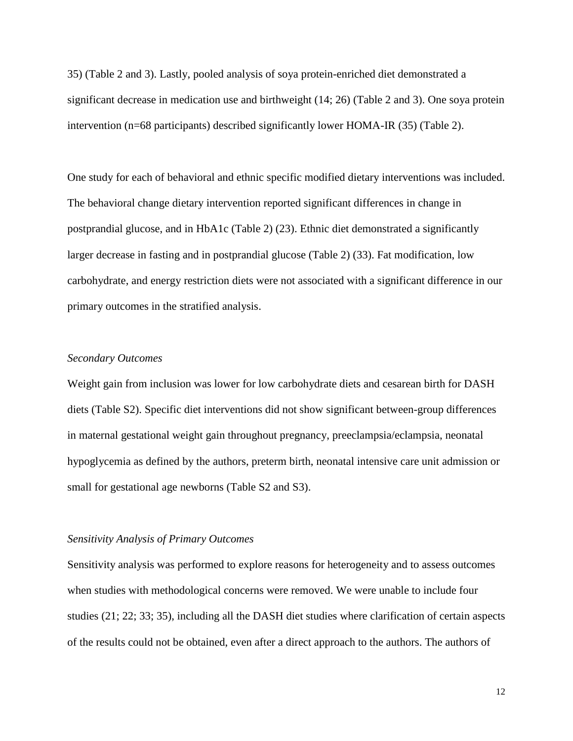35) (Table 2 and 3). Lastly, pooled analysis of soya protein-enriched diet demonstrated a significant decrease in medication use and birthweight (14; 26) (Table 2 and 3). One soya protein intervention (n=68 participants) described significantly lower HOMA-IR (35) (Table 2).

One study for each of behavioral and ethnic specific modified dietary interventions was included. The behavioral change dietary intervention reported significant differences in change in postprandial glucose, and in HbA1c (Table 2) (23). Ethnic diet demonstrated a significantly larger decrease in fasting and in postprandial glucose (Table 2) (33). Fat modification, low carbohydrate, and energy restriction diets were not associated with a significant difference in our primary outcomes in the stratified analysis.

*Secondary Outcomes*

Weight gain from inclusion was lower for low carbohydrate diets and cesarean birth for DASH diets (Table S2). Specific diet interventions did not show significant between-group differences in maternal gestational weight gain throughout pregnancy, preeclampsia/eclampsia, neonatal hypoglycemia as defined by the authors, preterm birth, neonatal intensive care unit admission or small for gestational age newborns (Table S2 and S3).

*Sensitivity Analysis of Primary Outcomes*

Sensitivity analysis was performed to explore reasons for heterogeneity and to assess outcomes when studies with methodological concerns were removed. We were unable to include four studies (21; 22; 33; 35), including all the DASH diet studies where clarification of certain aspects of the results could not be obtained, even after a direct approach to the authors. The authors of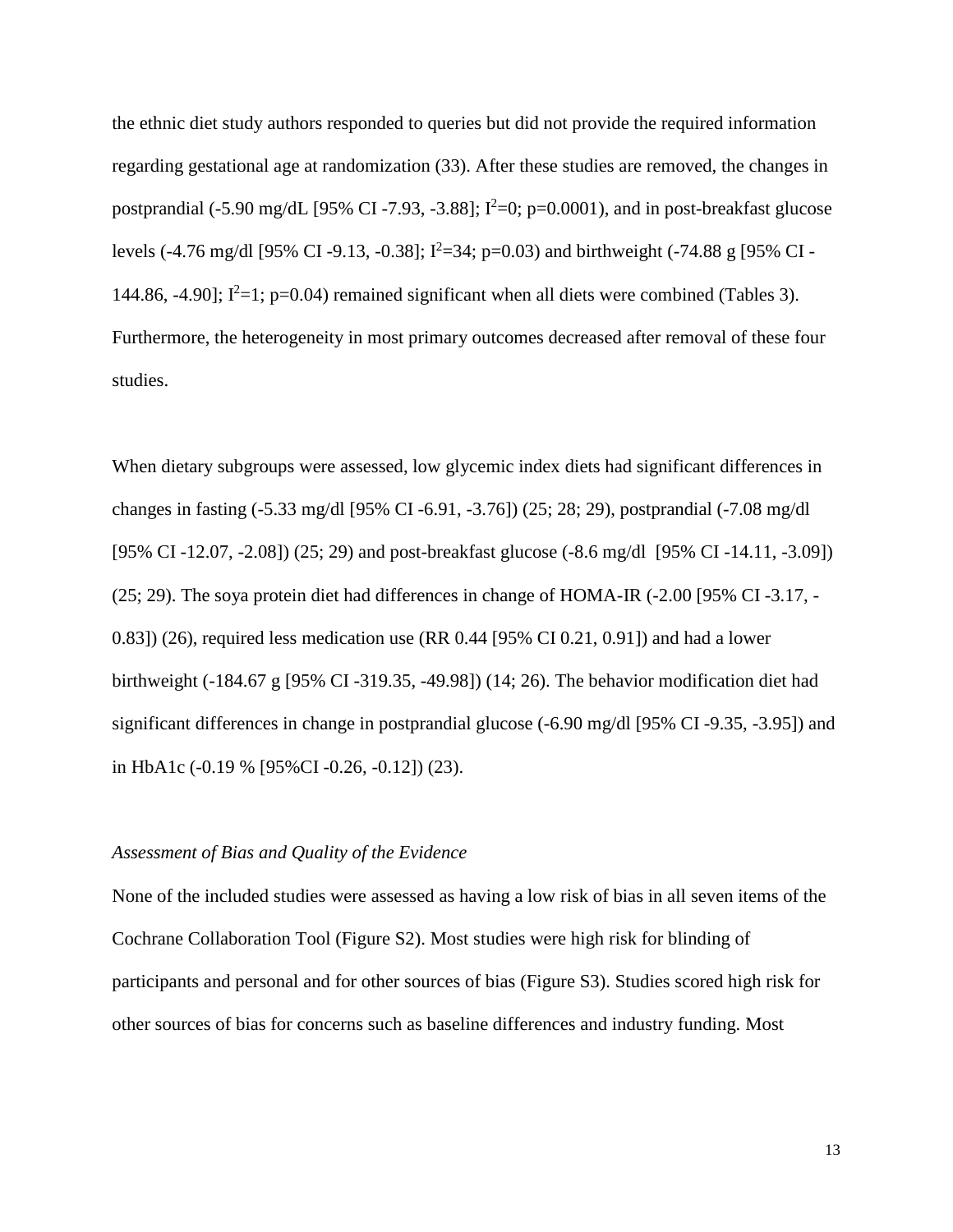the ethnic diet study authors responded to queries but did not provide the required information regarding gestational age at randomization (33). After these studies are removed, the changes in postprandial (-5.90 mg/dL [95% CI -7.93, -3.88]; $I^2$=0; p=0.0001), and in post-breakfast glucose levels (-4.76 mg/dl [95% CI -9.13, -0.38]; $I^2$=34; p=0.03) and birthweight (-74.88 g [95% CI -144.86, -4.90]; $I^2$=1; p=0.04) remained significant when all diets were combined (Tables 3). Furthermore, the heterogeneity in most primary outcomes decreased after removal of these four studies.

When dietary subgroups were assessed, low glycemic index diets had significant differences in changes in fasting (-5.33 mg/dl [95% CI -6.91, -3.76]) (25; 28; 29), postprandial (-7.08 mg/dl [95% CI -12.07, -2.08]) (25; 29) and post-breakfast glucose (-8.6 mg/dl [95% CI -14.11, -3.09]) (25; 29). The soya protein diet had differences in change of HOMA-IR (-2.00 [95% CI -3.17, -0.83]) (26), required less medication use (RR 0.44 [95% CI 0.21, 0.91]) and had a lower birthweight (-184.67 g [95% CI -319.35, -49.98]) (14; 26). The behavior modification diet had significant differences in change in postprandial glucose (-6.90 mg/dl [95% CI -9.35, -3.95]) and in HbA1c (-0.19 % [95%CI -0.26, -0.12]) (23).

*Assessment of Bias and Quality of the Evidence*

None of the included studies were assessed as having a low risk of bias in all seven items of the Cochrane Collaboration Tool (Figure S2). Most studies were high risk for blinding of participants and personal and for other sources of bias (Figure S3). Studies scored high risk for other sources of bias for concerns such as baseline differences and industry funding. Most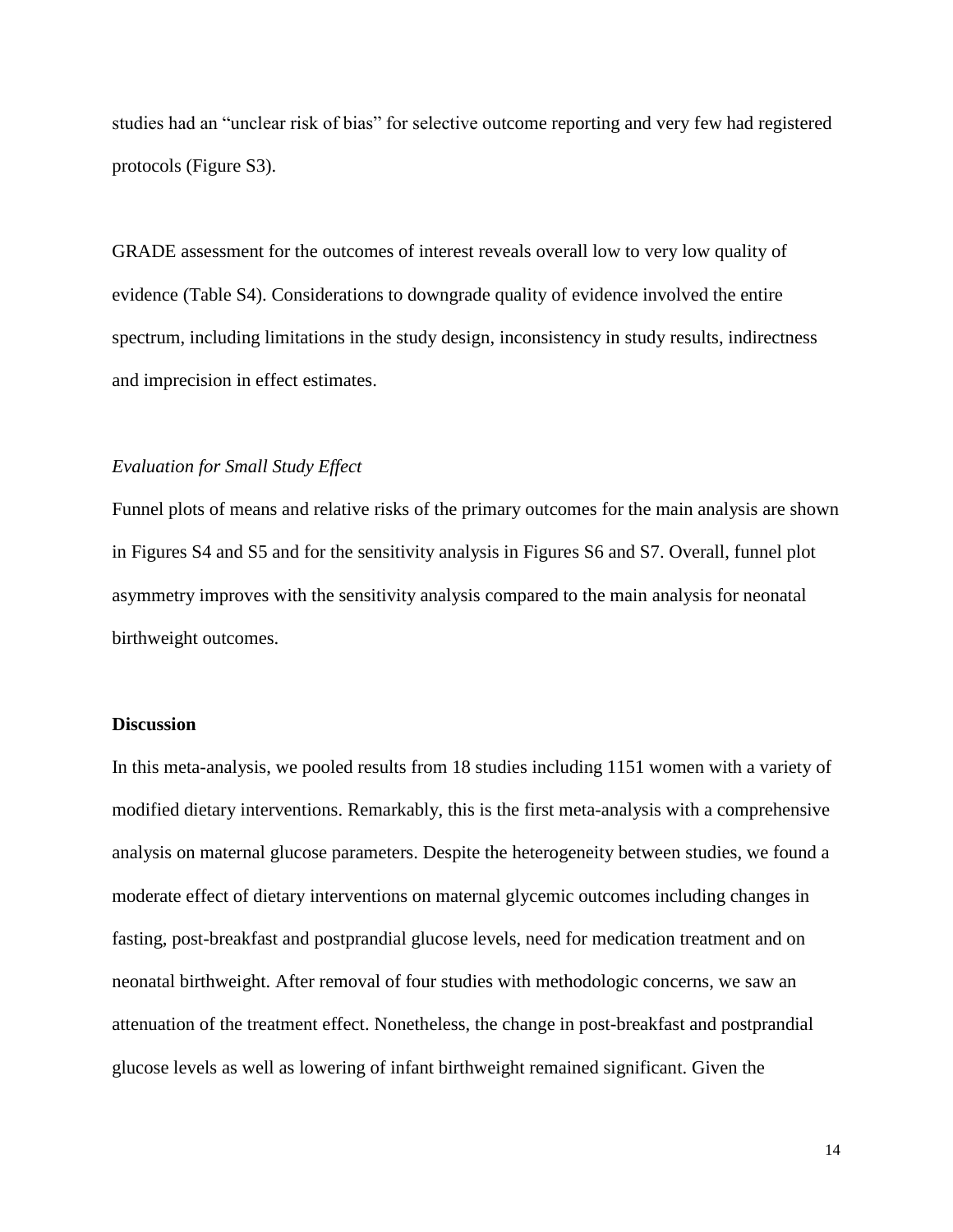studies had an "unclear risk of bias" for selective outcome reporting and very few had registered protocols (Figure S3).

GRADE assessment for the outcomes of interest reveals overall low to very low quality of evidence (Table S4). Considerations to downgrade quality of evidence involved the entire spectrum, including limitations in the study design, inconsistency in study results, indirectness and imprecision in effect estimates.

*Evaluation for Small Study Effect*

Funnel plots of means and relative risks of the primary outcomes for the main analysis are shown in Figures S4 and S5 and for the sensitivity analysis in Figures S6 and S7. Overall, funnel plot asymmetry improves with the sensitivity analysis compared to the main analysis for neonatal birthweight outcomes.

## Discussion

In this meta-analysis, we pooled results from 18 studies including 1151 women with a variety of modified dietary interventions. Remarkably, this is the first meta-analysis with a comprehensive analysis on maternal glucose parameters. Despite the heterogeneity between studies, we found a moderate effect of dietary interventions on maternal glycemic outcomes including changes in fasting, post-breakfast and postprandial glucose levels, need for medication treatment and on neonatal birthweight. After removal of four studies with methodologic concerns, we saw an attenuation of the treatment effect. Nonetheless, the change in post-breakfast and postprandial glucose levels as well as lowering of infant birthweight remained significant. Given the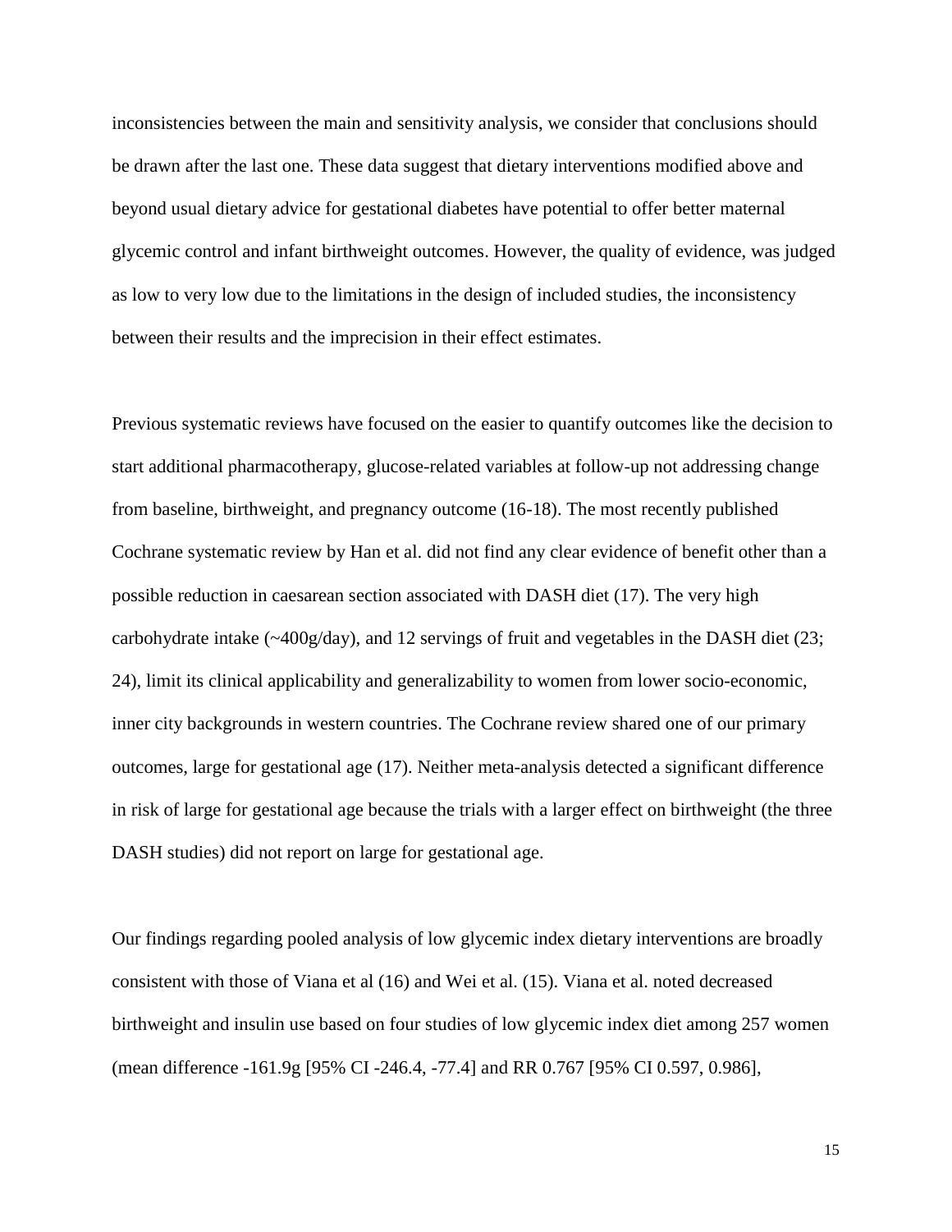inconsistencies between the main and sensitivity analysis, we consider that conclusions should be drawn after the last one. These data suggest that dietary interventions modified above and beyond usual dietary advice for gestational diabetes have potential to offer better maternal glycemic control and infant birthweight outcomes. However, the quality of evidence, was judged as low to very low due to the limitations in the design of included studies, the inconsistency between their results and the imprecision in their effect estimates.

Previous systematic reviews have focused on the easier to quantify outcomes like the decision to start additional pharmacotherapy, glucose-related variables at follow-up not addressing change from baseline, birthweight, and pregnancy outcome (16-18). The most recently published Cochrane systematic review by Han et al. did not find any clear evidence of benefit other than a possible reduction in caesarean section associated with DASH diet (17). The very high carbohydrate intake (~400g/day), and 12 servings of fruit and vegetables in the DASH diet (23; 24), limit its clinical applicability and generalizability to women from lower socio-economic, inner city backgrounds in western countries. The Cochrane review shared one of our primary outcomes, large for gestational age (17). Neither meta-analysis detected a significant difference in risk of large for gestational age because the trials with a larger effect on birthweight (the three DASH studies) did not report on large for gestational age.

Our findings regarding pooled analysis of low glycemic index dietary interventions are broadly consistent with those of Viana et al (16) and Wei et al. (15). Viana et al. noted decreased birthweight and insulin use based on four studies of low glycemic index diet among 257 women (mean difference -161.9g [95% CI -246.4, -77.4] and RR 0.767 [95% CI 0.597, 0.986],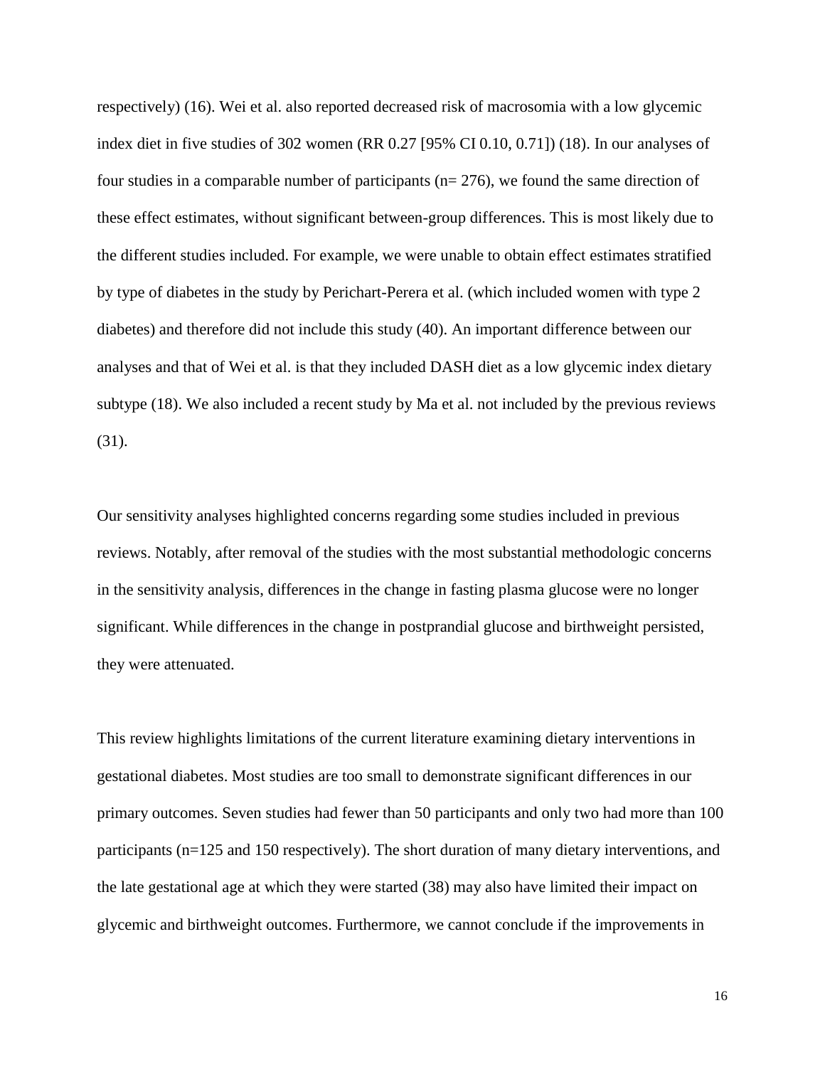respectively) (16). Wei et al. also reported decreased risk of macrosomia with a low glycemic index diet in five studies of 302 women (RR 0.27 [95% CI 0.10, 0.71]) (18). In our analyses of four studies in a comparable number of participants (n= 276), we found the same direction of these effect estimates, without significant between-group differences. This is most likely due to the different studies included. For example, we were unable to obtain effect estimates stratified by type of diabetes in the study by Perichart-Perera et al. (which included women with type 2 diabetes) and therefore did not include this study (40). An important difference between our analyses and that of Wei et al. is that they included DASH diet as a low glycemic index dietary subtype (18). We also included a recent study by Ma et al. not included by the previous reviews (31).

Our sensitivity analyses highlighted concerns regarding some studies included in previous reviews. Notably, after removal of the studies with the most substantial methodologic concerns in the sensitivity analysis, differences in the change in fasting plasma glucose were no longer significant. While differences in the change in postprandial glucose and birthweight persisted, they were attenuated.

This review highlights limitations of the current literature examining dietary interventions in gestational diabetes. Most studies are too small to demonstrate significant differences in our primary outcomes. Seven studies had fewer than 50 participants and only two had more than 100 participants (n=125 and 150 respectively). The short duration of many dietary interventions, and the late gestational age at which they were started (38) may also have limited their impact on glycemic and birthweight outcomes. Furthermore, we cannot conclude if the improvements in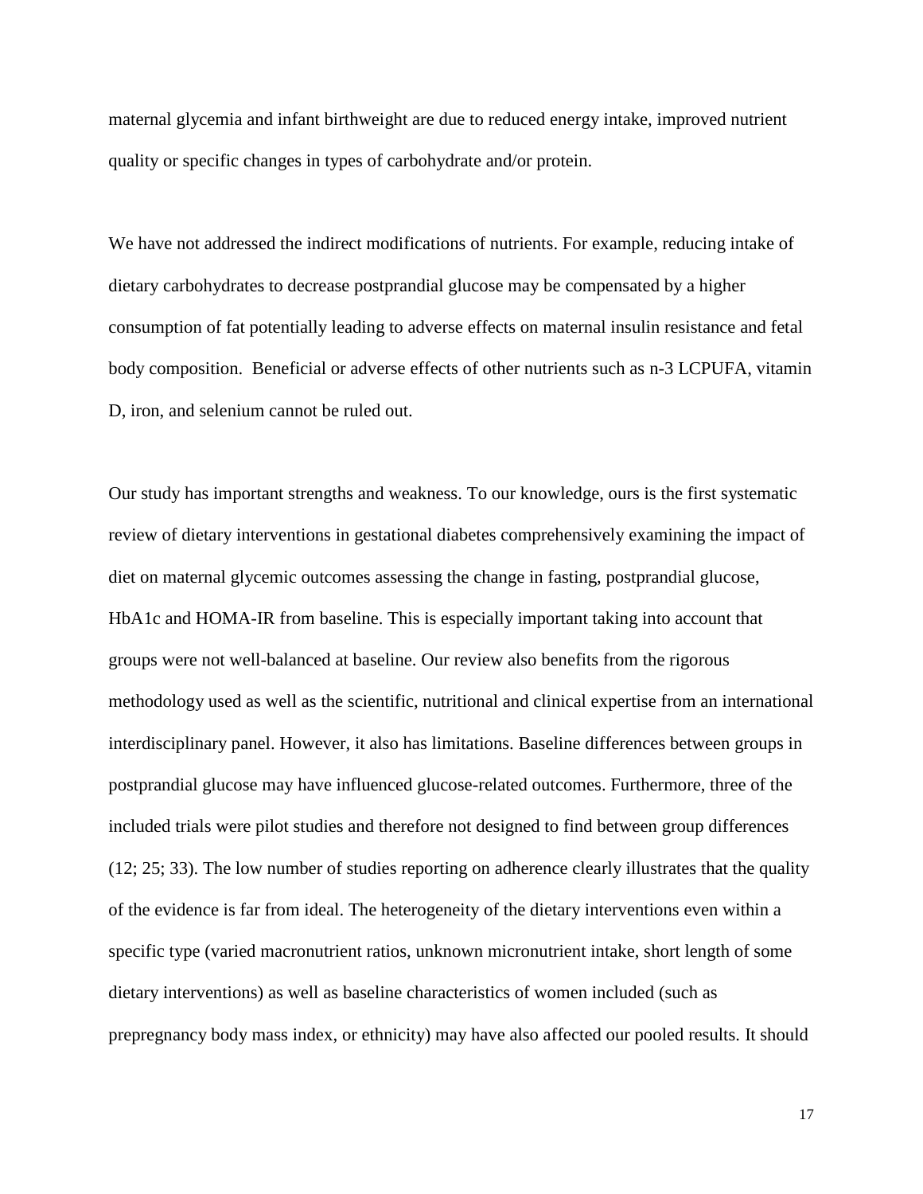maternal glycemia and infant birthweight are due to reduced energy intake, improved nutrient quality or specific changes in types of carbohydrate and/or protein.

We have not addressed the indirect modifications of nutrients. For example, reducing intake of dietary carbohydrates to decrease postprandial glucose may be compensated by a higher consumption of fat potentially leading to adverse effects on maternal insulin resistance and fetal body composition. Beneficial or adverse effects of other nutrients such as n-3 LCPUFA, vitamin D, iron, and selenium cannot be ruled out.

Our study has important strengths and weakness. To our knowledge, ours is the first systematic review of dietary interventions in gestational diabetes comprehensively examining the impact of diet on maternal glycemic outcomes assessing the change in fasting, postprandial glucose, HbA1c and HOMA-IR from baseline. This is especially important taking into account that groups were not well-balanced at baseline. Our review also benefits from the rigorous methodology used as well as the scientific, nutritional and clinical expertise from an international interdisciplinary panel. However, it also has limitations. Baseline differences between groups in postprandial glucose may have influenced glucose-related outcomes. Furthermore, three of the included trials were pilot studies and therefore not designed to find between group differences (12; 25; 33). The low number of studies reporting on adherence clearly illustrates that the quality of the evidence is far from ideal. The heterogeneity of the dietary interventions even within a specific type (varied macronutrient ratios, unknown micronutrient intake, short length of some dietary interventions) as well as baseline characteristics of women included (such as prepregnancy body mass index, or ethnicity) may have also affected our pooled results. It should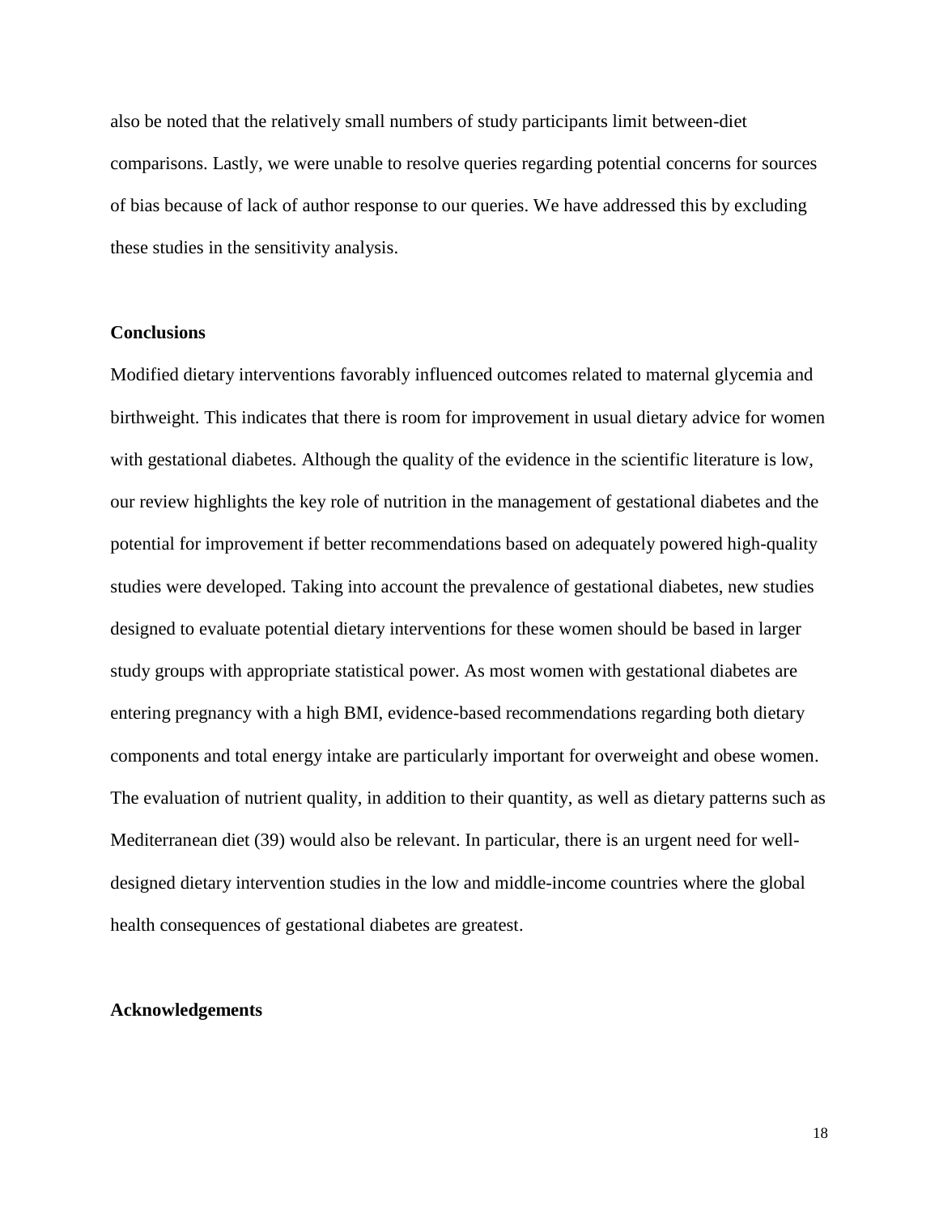also be noted that the relatively small numbers of study participants limit between-diet comparisons. Lastly, we were unable to resolve queries regarding potential concerns for sources of bias because of lack of author response to our queries. We have addressed this by excluding these studies in the sensitivity analysis.

## Conclusions

Modified dietary interventions favorably influenced outcomes related to maternal glycemia and birthweight. This indicates that there is room for improvement in usual dietary advice for women with gestational diabetes. Although the quality of the evidence in the scientific literature is low, our review highlights the key role of nutrition in the management of gestational diabetes and the potential for improvement if better recommendations based on adequately powered high-quality studies were developed. Taking into account the prevalence of gestational diabetes, new studies designed to evaluate potential dietary interventions for these women should be based in larger study groups with appropriate statistical power. As most women with gestational diabetes are entering pregnancy with a high BMI, evidence-based recommendations regarding both dietary components and total energy intake are particularly important for overweight and obese women. The evaluation of nutrient quality, in addition to their quantity, as well as dietary patterns such as Mediterranean diet (39) would also be relevant. In particular, there is an urgent need for well-designed dietary intervention studies in the low and middle-income countries where the global health consequences of gestational diabetes are greatest.

## Acknowledgements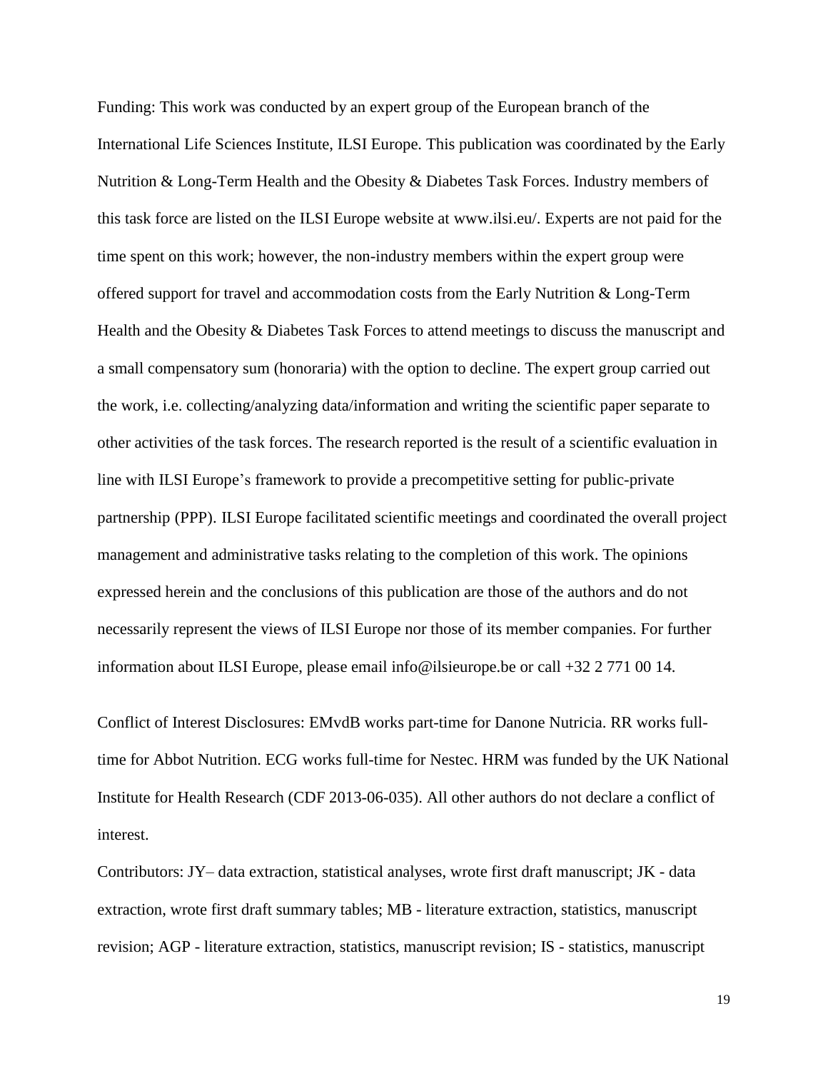Funding: This work was conducted by an expert group of the European branch of the International Life Sciences Institute, ILSI Europe. This publication was coordinated by the Early Nutrition & Long-Term Health and the Obesity & Diabetes Task Forces. Industry members of this task force are listed on the ILSI Europe website at www.ilsi.eu/. Experts are not paid for the time spent on this work; however, the non-industry members within the expert group were offered support for travel and accommodation costs from the Early Nutrition & Long-Term Health and the Obesity & Diabetes Task Forces to attend meetings to discuss the manuscript and a small compensatory sum (honoraria) with the option to decline. The expert group carried out the work, i.e. collecting/analyzing data/information and writing the scientific paper separate to other activities of the task forces. The research reported is the result of a scientific evaluation in line with ILSI Europe's framework to provide a precompetitive setting for public-private partnership (PPP). ILSI Europe facilitated scientific meetings and coordinated the overall project management and administrative tasks relating to the completion of this work. The opinions expressed herein and the conclusions of this publication are those of the authors and do not necessarily represent the views of ILSI Europe nor those of its member companies. For further information about ILSI Europe, please email info@ilsieurope.be or call +32 2 771 00 14.

Conflict of Interest Disclosures: EMvdB works part-time for Danone Nutricia. RR works full-time for Abbot Nutrition. ECG works full-time for Nestec. HRM was funded by the UK National Institute for Health Research (CDF 2013-06-035). All other authors do not declare a conflict of interest.

Contributors: JY– data extraction, statistical analyses, wrote first draft manuscript; JK - data extraction, wrote first draft summary tables; MB - literature extraction, statistics, manuscript revision; AGP - literature extraction, statistics, manuscript revision; IS - statistics, manuscript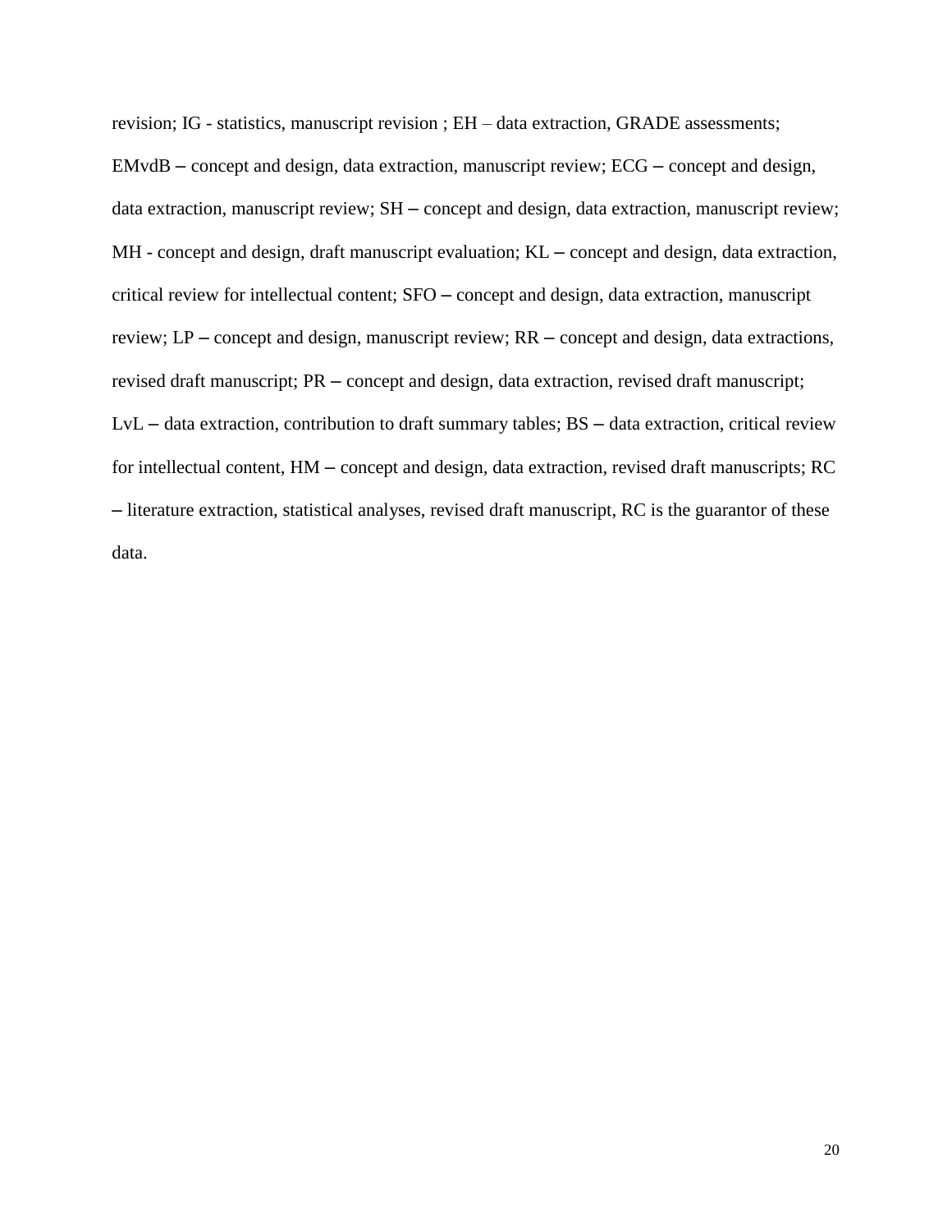revision; IG - statistics, manuscript revision ; EH – data extraction, GRADE assessments; EMvdB – concept and design, data extraction, manuscript review; ECG – concept and design, data extraction, manuscript review; SH – concept and design, data extraction, manuscript review; MH - concept and design, draft manuscript evaluation; KL – concept and design, data extraction, critical review for intellectual content; SFO – concept and design, data extraction, manuscript review; LP – concept and design, manuscript review; RR – concept and design, data extractions, revised draft manuscript; PR – concept and design, data extraction, revised draft manuscript; LvL – data extraction, contribution to draft summary tables; BS – data extraction, critical review for intellectual content, HM – concept and design, data extraction, revised draft manuscripts; RC – literature extraction, statistical analyses, revised draft manuscript, RC is the guarantor of these data.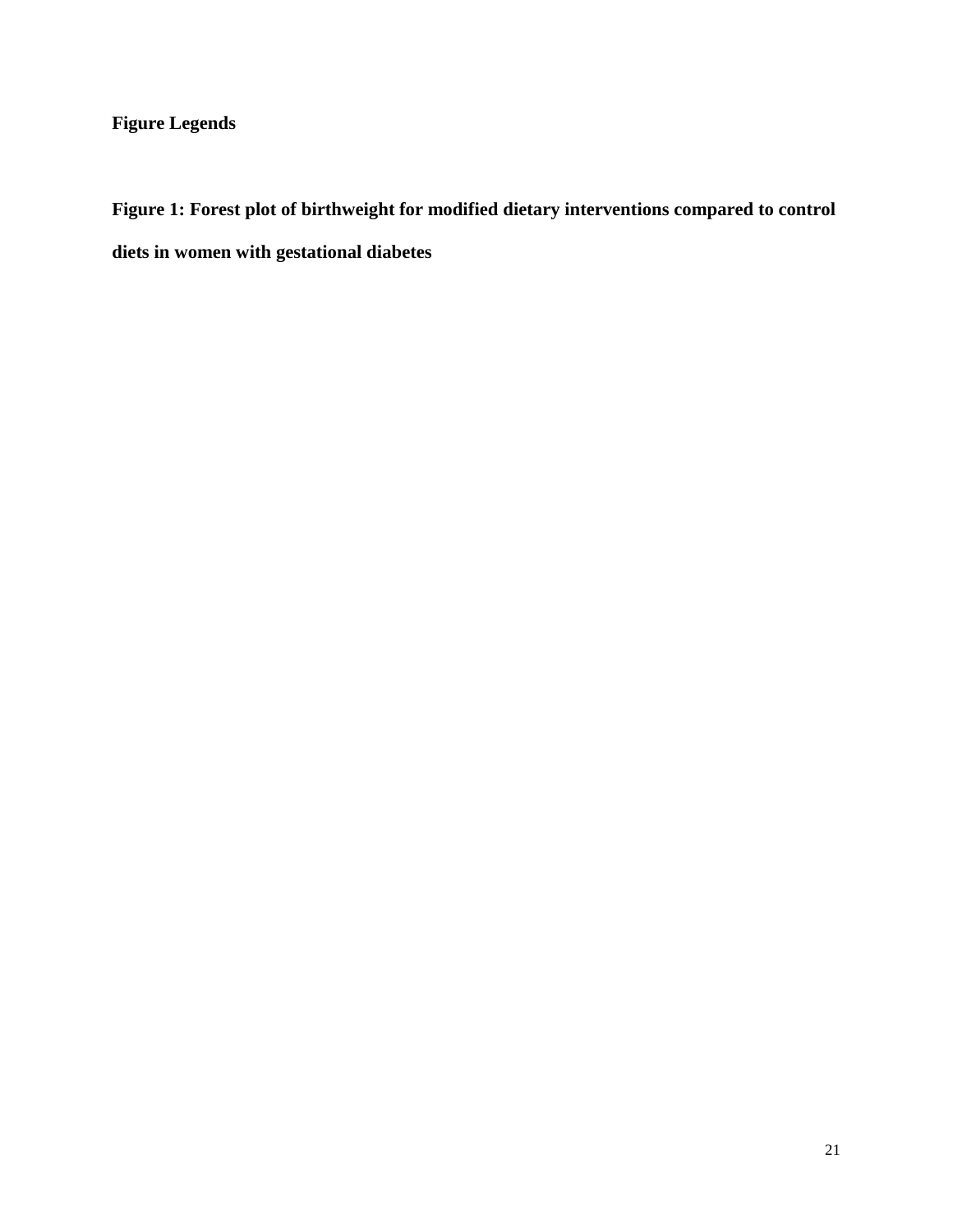**Figure Legends**

**Figure 1: Forest plot of birthweight for modified dietary interventions compared to control diets in women with gestational diabetes**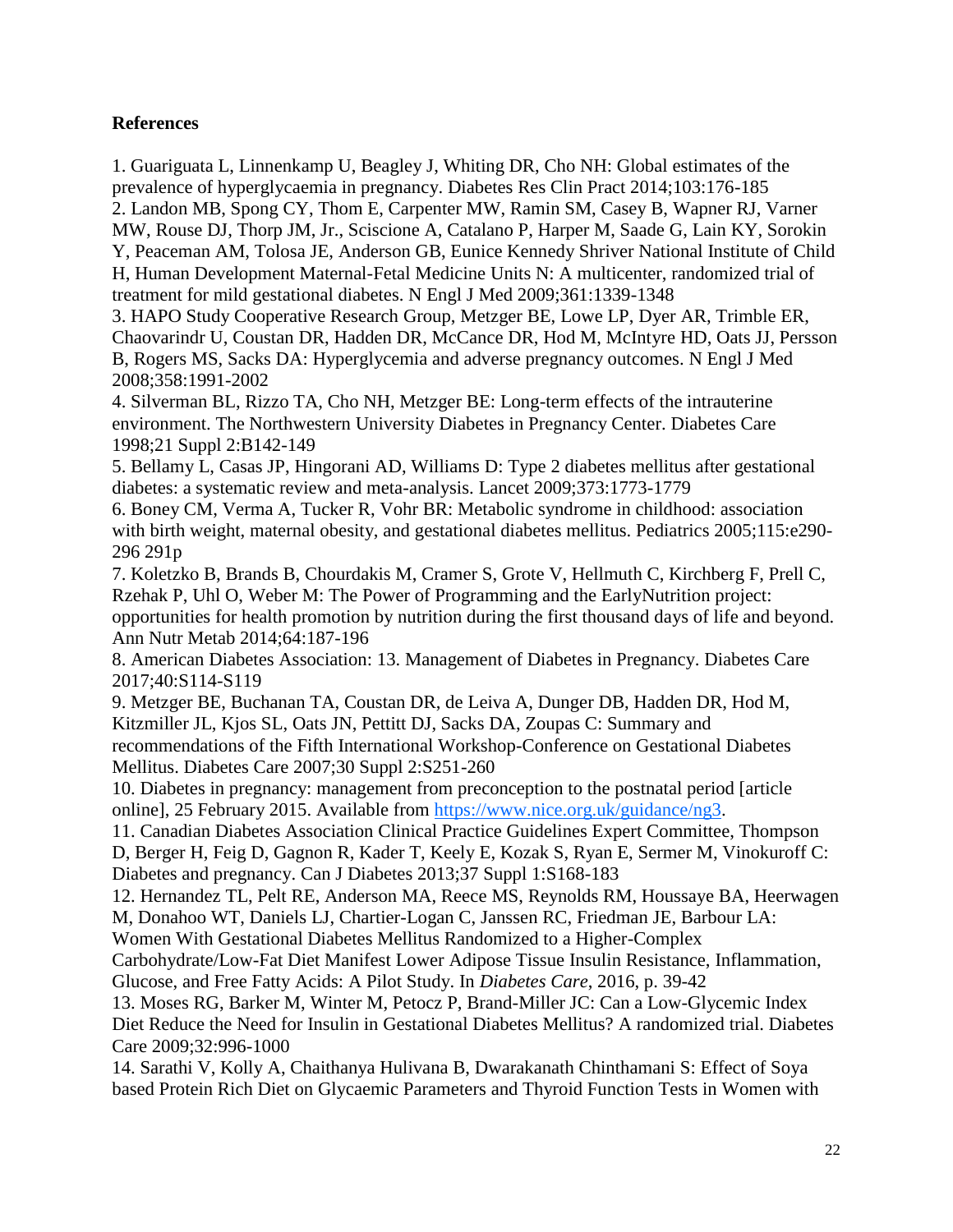**References**

1. Guariguata L, Linnenkamp U, Beagley J, Whiting DR, Cho NH: Global estimates of the prevalence of hyperglycaemia in pregnancy. Diabetes Res Clin Pract 2014;103:176-185
2. Landon MB, Spong CY, Thom E, Carpenter MW, Ramin SM, Casey B, Wapner RJ, Varner MW, Rouse DJ, Thorp JM, Jr., Sciscione A, Catalano P, Harper M, Saade G, Lain KY, Sorokin Y, Peaceman AM, Tolosa JE, Anderson GB, Eunice Kennedy Shriver National Institute of Child H, Human Development Maternal-Fetal Medicine Units N: A multicenter, randomized trial of treatment for mild gestational diabetes. N Engl J Med 2009;361:1339-1348
3. HAPO Study Cooperative Research Group, Metzger BE, Lowe LP, Dyer AR, Trimble ER, Chaovarindr U, Coustan DR, Hadden DR, McCance DR, Hod M, McIntyre HD, Oats JJ, Persson B, Rogers MS, Sacks DA: Hyperglycemia and adverse pregnancy outcomes. N Engl J Med 2008;358:1991-2002
4. Silverman BL, Rizzo TA, Cho NH, Metzger BE: Long-term effects of the intrauterine environment. The Northwestern University Diabetes in Pregnancy Center. Diabetes Care 1998;21 Suppl 2:B142-149
5. Bellamy L, Casas JP, Hingorani AD, Williams D: Type 2 diabetes mellitus after gestational diabetes: a systematic review and meta-analysis. Lancet 2009;373:1773-1779
6. Boney CM, Verma A, Tucker R, Vohr BR: Metabolic syndrome in childhood: association with birth weight, maternal obesity, and gestational diabetes mellitus. Pediatrics 2005;115:e290-296 291p
7. Koletzko B, Brands B, Chourdakis M, Cramer S, Grote V, Hellmuth C, Kirchberg F, Prell C, Rzehak P, Uhl O, Weber M: The Power of Programming and the EarlyNutrition project: opportunities for health promotion by nutrition during the first thousand days of life and beyond. Ann Nutr Metab 2014;64:187-196
8. American Diabetes Association: 13. Management of Diabetes in Pregnancy. Diabetes Care 2017;40:S114-S119
9. Metzger BE, Buchanan TA, Coustan DR, de Leiva A, Dunger DB, Hadden DR, Hod M, Kitzmiller JL, Kjos SL, Oats JN, Pettitt DJ, Sacks DA, Zoupas C: Summary and recommendations of the Fifth International Workshop-Conference on Gestational Diabetes Mellitus. Diabetes Care 2007;30 Suppl 2:S251-260
10. Diabetes in pregnancy: management from preconception to the postnatal period [article online], 25 February 2015. Available from https://www.nice.org.uk/guidance/ng3.
11. Canadian Diabetes Association Clinical Practice Guidelines Expert Committee, Thompson D, Berger H, Feig D, Gagnon R, Kader T, Keely E, Kozak S, Ryan E, Sermer M, Vinokuroff C: Diabetes and pregnancy. Can J Diabetes 2013;37 Suppl 1:S168-183
12. Hernandez TL, Pelt RE, Anderson MA, Reece MS, Reynolds RM, Houssaye BA, Heerwagen M, Donahoo WT, Daniels LJ, Chartier-Logan C, Janssen RC, Friedman JE, Barbour LA: Women With Gestational Diabetes Mellitus Randomized to a Higher-Complex Carbohydrate/Low-Fat Diet Manifest Lower Adipose Tissue Insulin Resistance, Inflammation, Glucose, and Free Fatty Acids: A Pilot Study. In *Diabetes Care*, 2016, p. 39-42
13. Moses RG, Barker M, Winter M, Petocz P, Brand-Miller JC: Can a Low-Glycemic Index Diet Reduce the Need for Insulin in Gestational Diabetes Mellitus? A randomized trial. Diabetes Care 2009;32:996-1000
14. Sarathi V, Kolly A, Chaithanya Hulivana B, Dwarakanath Chinthamani S: Effect of Soya based Protein Rich Diet on Glycaemic Parameters and Thyroid Function Tests in Women with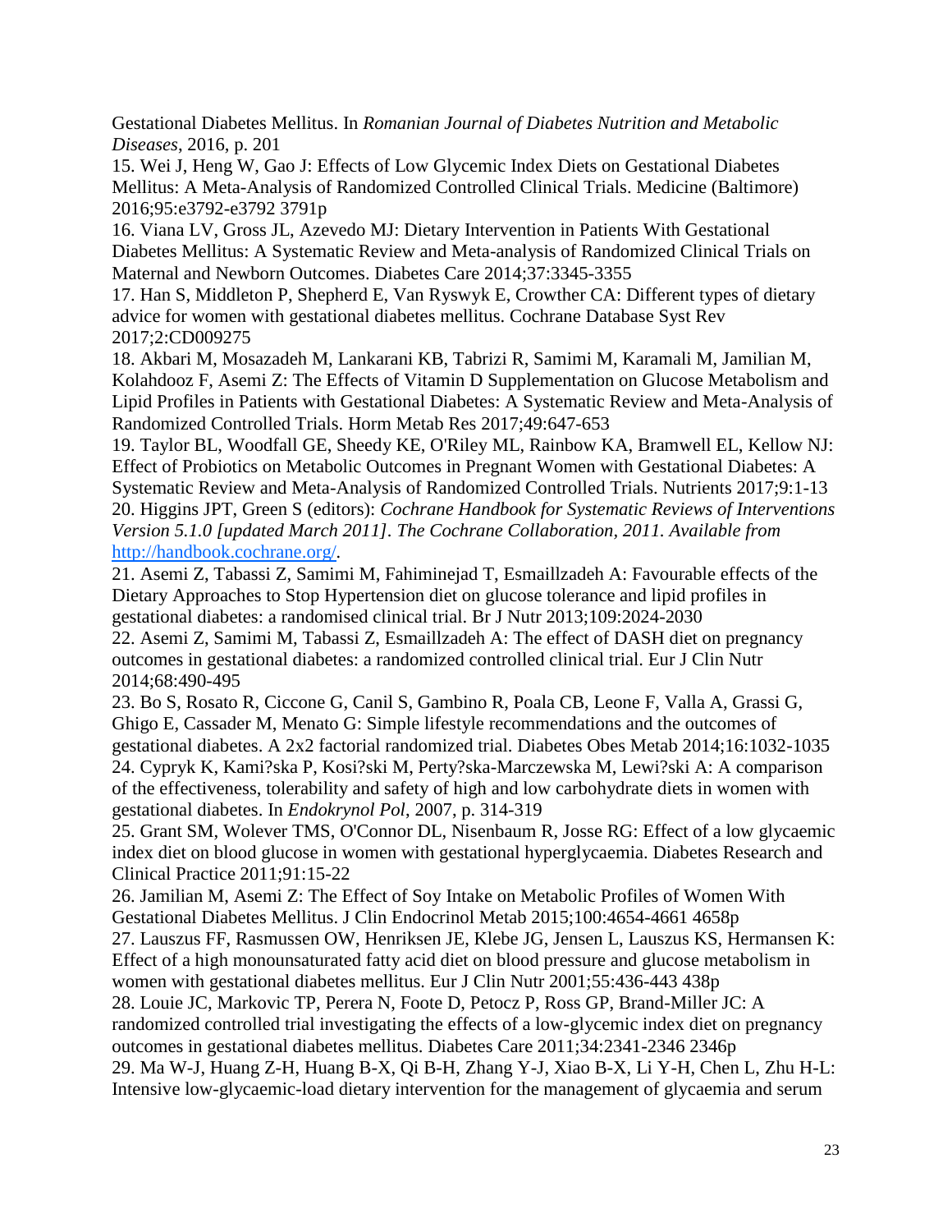Gestational Diabetes Mellitus. In *Romanian Journal of Diabetes Nutrition and Metabolic Diseases*, 2016, p. 201

15. Wei J, Heng W, Gao J: Effects of Low Glycemic Index Diets on Gestational Diabetes Mellitus: A Meta-Analysis of Randomized Controlled Clinical Trials. Medicine (Baltimore) 2016;95:e3792-e3792 3791p

16. Viana LV, Gross JL, Azevedo MJ: Dietary Intervention in Patients With Gestational Diabetes Mellitus: A Systematic Review and Meta-analysis of Randomized Clinical Trials on Maternal and Newborn Outcomes. Diabetes Care 2014;37:3345-3355

17. Han S, Middleton P, Shepherd E, Van Ryswyk E, Crowther CA: Different types of dietary advice for women with gestational diabetes mellitus. Cochrane Database Syst Rev 2017;2:CD009275

18. Akbari M, Mosazadeh M, Lankarani KB, Tabrizi R, Samimi M, Karamali M, Jamilian M, Kolahdooz F, Asemi Z: The Effects of Vitamin D Supplementation on Glucose Metabolism and Lipid Profiles in Patients with Gestational Diabetes: A Systematic Review and Meta-Analysis of Randomized Controlled Trials. Horm Metab Res 2017;49:647-653

19. Taylor BL, Woodfall GE, Sheedy KE, O'Riley ML, Rainbow KA, Bramwell EL, Kellow NJ: Effect of Probiotics on Metabolic Outcomes in Pregnant Women with Gestational Diabetes: A Systematic Review and Meta-Analysis of Randomized Controlled Trials. Nutrients 2017;9:1-13

20. Higgins JPT, Green S (editors): *Cochrane Handbook for Systematic Reviews of Interventions Version 5.1.0 [updated March 2011]. The Cochrane Collaboration, 2011. Available from* http://handbook.cochrane.org/.

21. Asemi Z, Tabassi Z, Samimi M, Fahiminejad T, Esmaillzadeh A: Favourable effects of the Dietary Approaches to Stop Hypertension diet on glucose tolerance and lipid profiles in gestational diabetes: a randomised clinical trial. Br J Nutr 2013;109:2024-2030

22. Asemi Z, Samimi M, Tabassi Z, Esmaillzadeh A: The effect of DASH diet on pregnancy outcomes in gestational diabetes: a randomized controlled clinical trial. Eur J Clin Nutr 2014;68:490-495

23. Bo S, Rosato R, Ciccone G, Canil S, Gambino R, Poala CB, Leone F, Valla A, Grassi G, Ghigo E, Cassader M, Menato G: Simple lifestyle recommendations and the outcomes of gestational diabetes. A 2x2 factorial randomized trial. Diabetes Obes Metab 2014;16:1032-1035

24. Cypryk K, Kami?ska P, Kosi?ski M, Perty?ska-Marczewska M, Lewi?ski A: A comparison of the effectiveness, tolerability and safety of high and low carbohydrate diets in women with gestational diabetes. In *Endokrynol Pol*, 2007, p. 314-319

25. Grant SM, Wolever TMS, O'Connor DL, Nisenbaum R, Josse RG: Effect of a low glycaemic index diet on blood glucose in women with gestational hyperglycaemia. Diabetes Research and Clinical Practice 2011;91:15-22

26. Jamilian M, Asemi Z: The Effect of Soy Intake on Metabolic Profiles of Women With Gestational Diabetes Mellitus. J Clin Endocrinol Metab 2015;100:4654-4661 4658p

27. Lauszus FF, Rasmussen OW, Henriksen JE, Klebe JG, Jensen L, Lauszus KS, Hermansen K: Effect of a high monounsaturated fatty acid diet on blood pressure and glucose metabolism in women with gestational diabetes mellitus. Eur J Clin Nutr 2001;55:436-443 438p

28. Louie JC, Markovic TP, Perera N, Foote D, Petocz P, Ross GP, Brand-Miller JC: A randomized controlled trial investigating the effects of a low-glycemic index diet on pregnancy outcomes in gestational diabetes mellitus. Diabetes Care 2011;34:2341-2346 2346p

29. Ma W-J, Huang Z-H, Huang B-X, Qi B-H, Zhang Y-J, Xiao B-X, Li Y-H, Chen L, Zhu H-L: Intensive low-glycaemic-load dietary intervention for the management of glycaemia and serum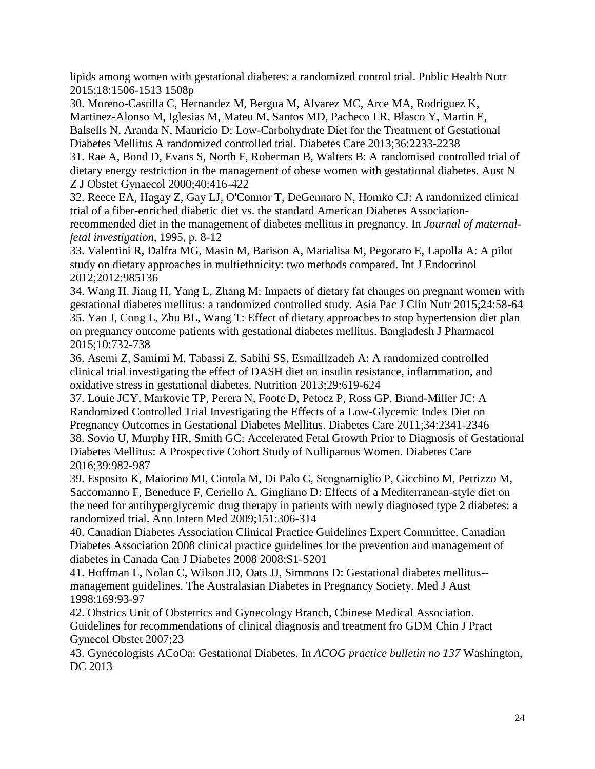lipids among women with gestational diabetes: a randomized control trial. Public Health Nutr 2015;18:1506-1513 1508p

30. Moreno-Castilla C, Hernandez M, Bergua M, Alvarez MC, Arce MA, Rodriguez K, Martinez-Alonso M, Iglesias M, Mateu M, Santos MD, Pacheco LR, Blasco Y, Martin E, Balsells N, Aranda N, Mauricio D: Low-Carbohydrate Diet for the Treatment of Gestational Diabetes Mellitus A randomized controlled trial. Diabetes Care 2013;36:2233-2238

31. Rae A, Bond D, Evans S, North F, Roberman B, Walters B: A randomised controlled trial of dietary energy restriction in the management of obese women with gestational diabetes. Aust N Z J Obstet Gynaecol 2000;40:416-422

32. Reece EA, Hagay Z, Gay LJ, O'Connor T, DeGennaro N, Homko CJ: A randomized clinical trial of a fiber-enriched diabetic diet vs. the standard American Diabetes Association-recommended diet in the management of diabetes mellitus in pregnancy. In *Journal of maternal-fetal investigation*, 1995, p. 8-12

33. Valentini R, Dalfra MG, Masin M, Barison A, Marialisa M, Pegoraro E, Lapolla A: A pilot study on dietary approaches in multiethnicity: two methods compared. Int J Endocrinol 2012;2012:985136

34. Wang H, Jiang H, Yang L, Zhang M: Impacts of dietary fat changes on pregnant women with gestational diabetes mellitus: a randomized controlled study. Asia Pac J Clin Nutr 2015;24:58-64

35. Yao J, Cong L, Zhu BL, Wang T: Effect of dietary approaches to stop hypertension diet plan on pregnancy outcome patients with gestational diabetes mellitus. Bangladesh J Pharmacol 2015;10:732-738

36. Asemi Z, Samimi M, Tabassi Z, Sabihi SS, Esmaillzadeh A: A randomized controlled clinical trial investigating the effect of DASH diet on insulin resistance, inflammation, and oxidative stress in gestational diabetes. Nutrition 2013;29:619-624

37. Louie JCY, Markovic TP, Perera N, Foote D, Petocz P, Ross GP, Brand-Miller JC: A Randomized Controlled Trial Investigating the Effects of a Low-Glycemic Index Diet on Pregnancy Outcomes in Gestational Diabetes Mellitus. Diabetes Care 2011;34:2341-2346

38. Sovio U, Murphy HR, Smith GC: Accelerated Fetal Growth Prior to Diagnosis of Gestational Diabetes Mellitus: A Prospective Cohort Study of Nulliparous Women. Diabetes Care 2016;39:982-987

39. Esposito K, Maiorino MI, Ciotola M, Di Palo C, Scognamiglio P, Gicchino M, Petrizzo M, Saccomanno F, Beneduce F, Ceriello A, Giugliano D: Effects of a Mediterranean-style diet on the need for antihyperglycemic drug therapy in patients with newly diagnosed type 2 diabetes: a randomized trial. Ann Intern Med 2009;151:306-314

40. Canadian Diabetes Association Clinical Practice Guidelines Expert Committee. Canadian Diabetes Association 2008 clinical practice guidelines for the prevention and management of diabetes in Canada Can J Diabetes 2008 2008:S1-S201

41. Hoffman L, Nolan C, Wilson JD, Oats JJ, Simmons D: Gestational diabetes mellitus--management guidelines. The Australasian Diabetes in Pregnancy Society. Med J Aust 1998;169:93-97

42. Obstrics Unit of Obstetrics and Gynecology Branch, Chinese Medical Association. Guidelines for recommendations of clinical diagnosis and treatment fro GDM Chin J Pract Gynecol Obstet 2007;23

43. Gynecologists ACoOa: Gestational Diabetes. In *ACOG practice bulletin no 137* Washington, DC 2013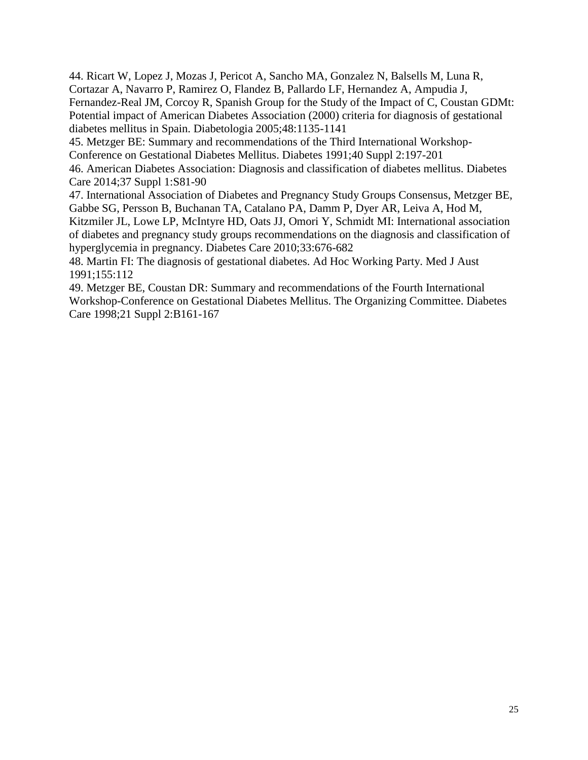44. Ricart W, Lopez J, Mozas J, Pericot A, Sancho MA, Gonzalez N, Balsells M, Luna R, Cortazar A, Navarro P, Ramirez O, Flandez B, Pallardo LF, Hernandez A, Ampudia J, Fernandez-Real JM, Corcoy R, Spanish Group for the Study of the Impact of C, Coustan GDMt: Potential impact of American Diabetes Association (2000) criteria for diagnosis of gestational diabetes mellitus in Spain. Diabetologia 2005;48:1135-1141

45. Metzger BE: Summary and recommendations of the Third International Workshop-Conference on Gestational Diabetes Mellitus. Diabetes 1991;40 Suppl 2:197-201

46. American Diabetes Association: Diagnosis and classification of diabetes mellitus. Diabetes Care 2014;37 Suppl 1:S81-90

47. International Association of Diabetes and Pregnancy Study Groups Consensus, Metzger BE, Gabbe SG, Persson B, Buchanan TA, Catalano PA, Damm P, Dyer AR, Leiva A, Hod M, Kitzmiler JL, Lowe LP, McIntyre HD, Oats JJ, Omori Y, Schmidt MI: International association of diabetes and pregnancy study groups recommendations on the diagnosis and classification of hyperglycemia in pregnancy. Diabetes Care 2010;33:676-682

48. Martin FI: The diagnosis of gestational diabetes. Ad Hoc Working Party. Med J Aust 1991;155:112

49. Metzger BE, Coustan DR: Summary and recommendations of the Fourth International Workshop-Conference on Gestational Diabetes Mellitus. The Organizing Committee. Diabetes Care 1998;21 Suppl 2:B161-167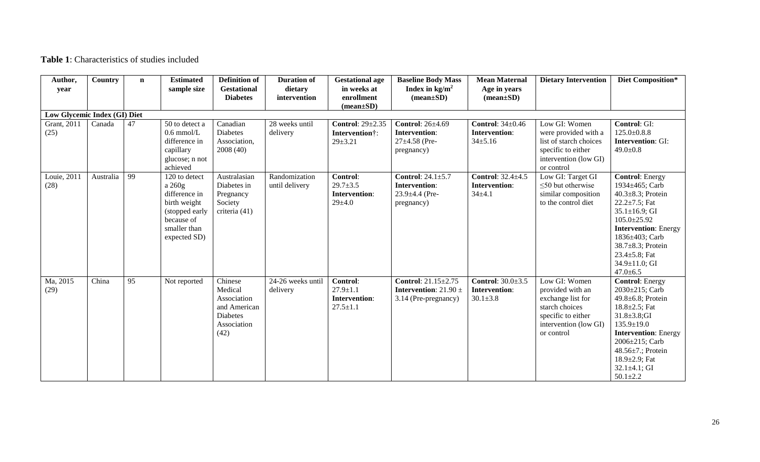**Table 1**: Characteristics of studies included

| Author, year | Country | n | Estimated sample size | Definition of Gestational Diabetes | Duration of dietary intervention | Gestational age in weeks at enrollment (mean±SD) | Baseline Body Mass Index in kg/m$^2$ (mean±SD) | Mean Maternal Age in years (mean±SD) | Dietary Intervention | Diet Composition* |
|---|---|---|---|---|---|---|---|---|---|---|
| **Low Glycemic Index (GI) Diet** | | | | | | | | | | |
| Grant, 2011 (25) | Canada | 47 | 50 to detect a 0.6 mmol/L difference in capillary glucose; n not achieved | Canadian Diabetes Association, 2008 (40) | 28 weeks until delivery | **Control**: 29±2.35 **Intervention**†: 29±3.21 | **Control**: 26±4.69 **Intervention**: 27±4.58 (Pre-pregnancy) | **Control**: 34±0.46 **Intervention**: 34±5.16 | Low GI: Women were provided with a list of starch choices specific to either intervention (low GI) or control | **Control**: GI: 125.0±0.8.8 **Intervention**: GI: 49.0±0.8 |
| Louie, 2011 (28) | Australia | 99 | 120 to detect a 260g difference in birth weight (stopped early because of smaller than expected SD) | Australasian Diabetes in Pregnancy Society criteria (41) | Randomization until delivery | **Control**: 29.7±3.5 **Intervention**: 29±4.0 | **Control**: 24.1±5.7 **Intervention**: 23.9±4.4 (Pre-pregnancy) | **Control**: 32.4±4.5 **Intervention**: 34±4.1 | Low GI: Target GI ≤50 but otherwise similar composition to the control diet | **Control**: Energy 1934±465; Carb 40.3±8.3; Protein 22.2±7.5; Fat 35.1±16.9; GI 105.0±25.92 **Intervention**: Energy 1836±403; Carb 38.7±8.3; Protein 23.4±5.8; Fat 34.9±11.0; GI 47.0±6.5 |
| Ma, 2015 (29) | China | 95 | Not reported | Chinese Medical Association and American Diabetes Association (42) | 24-26 weeks until delivery | **Control**: 27.9±1.1 **Intervention**: 27.5±1.1 | **Control**: 21.15±2.75 **Intervention**: 21.90 ± 3.14 (Pre-pregnancy) | **Control**: 30.0±3.5 **Intervention**: 30.1±3.8 | Low GI: Women provided with an exchange list for starch choices specific to either intervention (low GI) or control | **Control**: Energy 2030±215; Carb 49.8±6.8; Protein 18.8±2.5; Fat 31.8±3.8;GI 135.9±19.0 **Intervention**: Energy 2006±215; Carb 48.56±7.; Protein 18.9±2.9; Fat 32.1±4.1; GI 50.1±2.2 |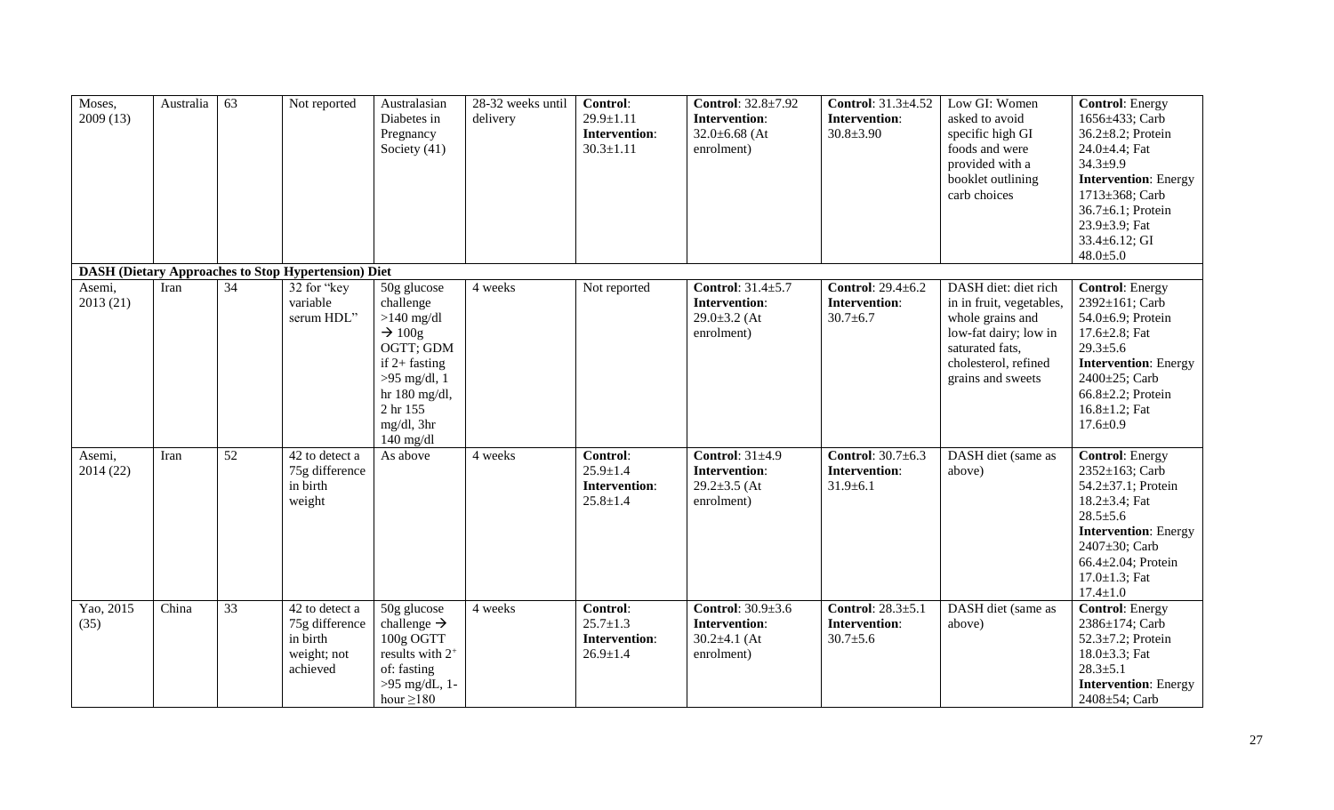| Moses, 2009 (13) | Australia | 63 | Not reported | Australasian Diabetes in Pregnancy Society (41) | 28-32 weeks until delivery | **Control**: 29.9±1.11 **Intervention**: 30.3±1.11 | **Control**: 32.8±7.92 **Intervention**: 32.0±6.68 (At enrolment) | **Control**: 31.3±4.52 **Intervention**: 30.8±3.90 | Low GI: Women asked to avoid specific high GI foods and were provided with a booklet outlining carb choices | **Control**: Energy 1656±433; Carb 36.2±8.2; Protein 24.0±4.4; Fat 34.3±9.9 **Intervention**: Energy 1713±368; Carb 36.7±6.1; Protein 23.9±3.9; Fat 33.4±6.12; GI 48.0±5.0 |
|---|---|---|---|---|---|---|---|---|---|---|
| **DASH (Dietary Approaches to Stop Hypertension) Diet** | | | | | | | | | | |
| Asemi, 2013 (21) | Iran | 34 | 32 for "key variable serum HDL" | 50g glucose challenge >140 mg/dl → 100g OGTT; GDM if 2+ fasting >95 mg/dl, 1 hr 180 mg/dl, 2 hr 155 mg/dl, 3hr 140 mg/dl | 4 weeks | Not reported | **Control**: 31.4±5.7 **Intervention**: 29.0±3.2 (At enrolment) | **Control**: 29.4±6.2 **Intervention**: 30.7±6.7 | DASH diet: diet rich in in fruit, vegetables, whole grains and low-fat dairy; low in saturated fats, cholesterol, refined grains and sweets | **Control**: Energy 2392±161; Carb 54.0±6.9; Protein 17.6±2.8; Fat 29.3±5.6 **Intervention**: Energy 2400±25; Carb 66.8±2.2; Protein 16.8±1.2; Fat 17.6±0.9 |
| Asemi, 2014 (22) | Iran | 52 | 42 to detect a 75g difference in birth weight | As above | 4 weeks | **Control**: 25.9±1.4 **Intervention**: 25.8±1.4 | **Control**: 31±4.9 **Intervention**: 29.2±3.5 (At enrolment) | **Control**: 30.7±6.3 **Intervention**: 31.9±6.1 | DASH diet (same as above) | **Control**: Energy 2352±163; Carb 54.2±37.1; Protein 18.2±3.4; Fat 28.5±5.6 **Intervention**: Energy 2407±30; Carb 66.4±2.04; Protein 17.0±1.3; Fat 17.4±1.0 |
| Yao, 2015 (35) | China | 33 | 42 to detect a 75g difference in birth weight; not achieved | 50g glucose challenge → 100g OGTT results with 2+ of: fasting >95 mg/dL, 1-hour ≥180 | 4 weeks | **Control**: 25.7±1.3 **Intervention**: 26.9±1.4 | **Control**: 30.9±3.6 **Intervention**: 30.2±4.1 (At enrolment) | **Control**: 28.3±5.1 **Intervention**: 30.7±5.6 | DASH diet (same as above) | **Control**: Energy 2386±174; Carb 52.3±7.2; Protein 18.0±3.3; Fat 28.3±5.1 **Intervention**: Energy 2408±54; Carb |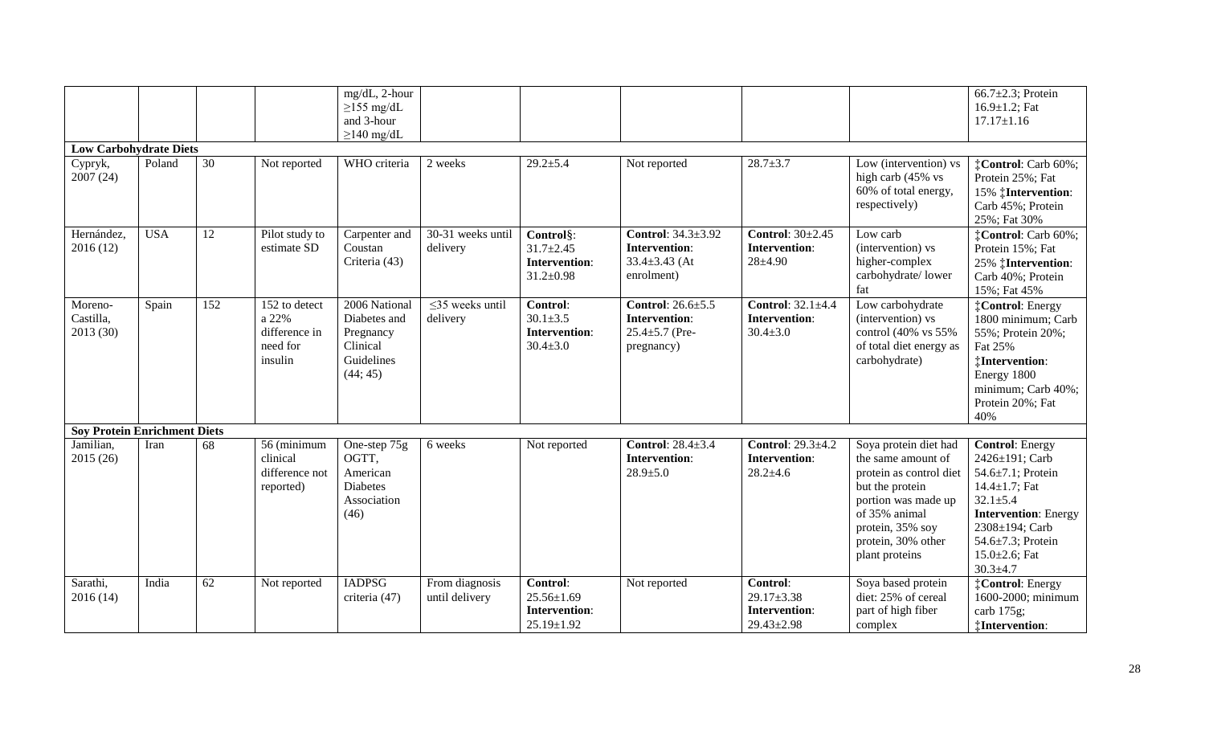| | | | | mg/dL, 2-hour ≥155 mg/dL and 3-hour ≥140 mg/dL | | | | | | 66.7±2.3; Protein 16.9±1.2; Fat 17.17±1.16 |
|---|---|---|---|---|---|---|---|---|---|---|
| **Low Carbohydrate Diets** | | | | | | | | | | |
| Cypryk, 2007 (24) | Poland | 30 | Not reported | WHO criteria | 2 weeks | 29.2±5.4 | Not reported | 28.7±3.7 | Low (intervention) vs high carb (45% vs 60% of total energy, respectively) | ‡**Control**: Carb 60%; Protein 25%; Fat 15% ‡**Intervention**: Carb 45%; Protein 25%; Fat 30% |
| Hernández, 2016 (12) | USA | 12 | Pilot study to estimate SD | Carpenter and Coustan Criteria (43) | 30-31 weeks until delivery | **Control**§: 31.7±2.45 **Intervention**: 31.2±0.98 | **Control**: 34.3±3.92 **Intervention**: 33.4±3.43 (At enrolment) | **Control**: 30±2.45 **Intervention**: 28±4.90 | Low carb (intervention) vs higher-complex carbohydrate/ lower fat | ‡**Control**: Carb 60%; Protein 15%; Fat 25% ‡**Intervention**: Carb 40%; Protein 15%; Fat 45% |
| Moreno-Castilla, 2013 (30) | Spain | 152 | 152 to detect a 22% difference in need for insulin | 2006 National Diabetes and Pregnancy Clinical Guidelines (44; 45) | ≤35 weeks until delivery | **Control**: 30.1±3.5 **Intervention**: 30.4±3.0 | **Control**: 26.6±5.5 **Intervention**: 25.4±5.7 (Pre-pregnancy) | **Control**: 32.1±4.4 **Intervention**: 30.4±3.0 | Low carbohydrate (intervention) vs control (40% vs 55% of total diet energy as carbohydrate) | ‡**Control**: Energy 1800 minimum; Carb 55%; Protein 20%; Fat 25% ‡**Intervention**: Energy 1800 minimum; Carb 40%; Protein 20%; Fat 40% |
| **Soy Protein Enrichment Diets** | | | | | | | | | | |
| Jamilian, 2015 (26) | Iran | 68 | 56 (minimum clinical difference not reported) | One-step 75g OGTT, American Diabetes Association (46) | 6 weeks | Not reported | **Control**: 28.4±3.4 **Intervention**: 28.9±5.0 | **Control**: 29.3±4.2 **Intervention**: 28.2±4.6 | Soya protein diet had the same amount of protein as control diet but the protein portion was made up of 35% animal protein, 35% soy protein, 30% other plant proteins | **Control**: Energy 2426±191; Carb 54.6±7.1; Protein 14.4±1.7; Fat 32.1±5.4 **Intervention**: Energy 2308±194; Carb 54.6±7.3; Protein 15.0±2.6; Fat 30.3±4.7 |
| Sarathi, 2016 (14) | India | 62 | Not reported | IADPSG criteria (47) | From diagnosis until delivery | **Control**: 25.56±1.69 **Intervention**: 25.19±1.92 | Not reported | **Control**: 29.17±3.38 **Intervention**: 29.43±2.98 | Soya based protein diet: 25% of cereal part of high fiber complex | ‡**Control**: Energy 1600-2000; minimum carb 175g; ‡**Intervention**: |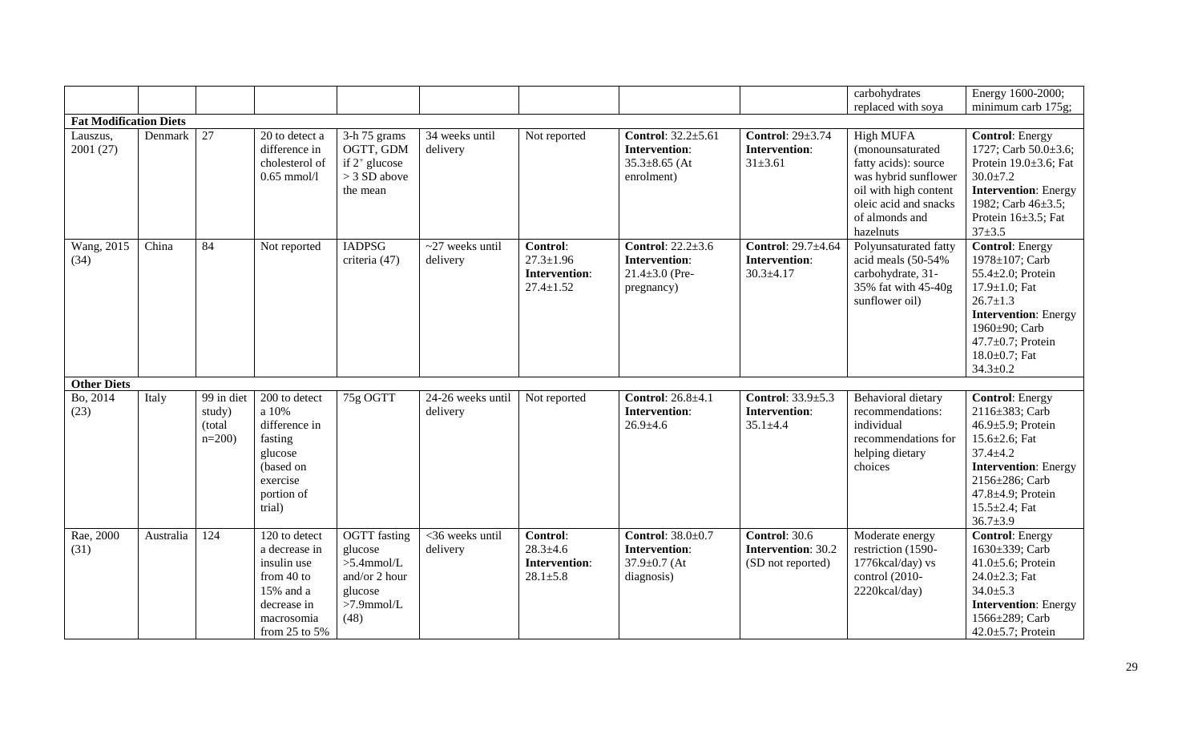| | | | | | | | | | | |
|---|---|---|---|---|---|---|---|---|---|---|
| | | | | | | | | | carbohydrates replaced with soya | Energy 1600-2000; minimum carb 175g; |
| **Fat Modification Diets** | | | | | | | | | | |
| Lauszus, 2001 (27) | Denmark | 27 | 20 to detect a difference in cholesterol of 0.65 mmol/l | 3-h 75 grams OGTT, GDM if 2+ glucose > 3 SD above the mean | 34 weeks until delivery | Not reported | **Control**: 32.2±5.61 **Intervention**: 35.3±8.65 (At enrolment) | **Control**: 29±3.74 **Intervention**: 31±3.61 | High MUFA (monounsaturated fatty acids): source was hybrid sunflower oil with high content oleic acid and snacks of almonds and hazelnuts | **Control**: Energy 1727; Carb 50.0±3.6; Protein 19.0±3.6; Fat 30.0±7.2 **Intervention**: Energy 1982; Carb 46±3.5; Protein 16±3.5; Fat 37±3.5 |
| Wang, 2015 (34) | China | 84 | Not reported | IADPSG criteria (47) | ~27 weeks until delivery | **Control**: 27.3±1.96 **Intervention**: 27.4±1.52 | **Control**: 22.2±3.6 **Intervention**: 21.4±3.0 (Pre-pregnancy) | **Control**: 29.7±4.64 **Intervention**: 30.3±4.17 | Polyunsaturated fatty acid meals (50-54% carbohydrate, 31-35% fat with 45-40g sunflower oil) | **Control**: Energy 1978±107; Carb 55.4±2.0; Protein 17.9±1.0; Fat 26.7±1.3 **Intervention**: Energy 1960±90; Carb 47.7±0.7; Protein 18.0±0.7; Fat 34.3±0.2 |
| **Other Diets** | | | | | | | | | | |
| Bo, 2014 (23) | Italy | 99 in diet study) (total n=200) | 200 to detect a 10% difference in fasting glucose (based on exercise portion of trial) | 75g OGTT | 24-26 weeks until delivery | Not reported | **Control**: 26.8±4.1 **Intervention**: 26.9±4.6 | **Control**: 33.9±5.3 **Intervention**: 35.1±4.4 | Behavioral dietary recommendations: individual recommendations for helping dietary choices | **Control**: Energy 2116±383; Carb 46.9±5.9; Protein 15.6±2.6; Fat 37.4±4.2 **Intervention**: Energy 2156±286; Carb 47.8±4.9; Protein 15.5±2.4; Fat 36.7±3.9 |
| Rae, 2000 (31) | Australia | 124 | 120 to detect a decrease in insulin use from 40 to 15% and a decrease in macrosomia from 25 to 5% | OGTT fasting glucose >5.4mmol/L and/or 2 hour glucose >7.9mmol/L (48) | <36 weeks until delivery | **Control**: 28.3±4.6 **Intervention**: 28.1±5.8 | **Control**: 38.0±0.7 **Intervention**: 37.9±0.7 (At diagnosis) | **Control**: 30.6 **Intervention**: 30.2 (SD not reported) | Moderate energy restriction (1590-1776kcal/day) vs control (2010-2220kcal/day) | **Control**: Energy 1630±339; Carb 41.0±5.6; Protein 24.0±2.3; Fat 34.0±5.3 **Intervention**: Energy 1566±289; Carb 42.0±5.7; Protein |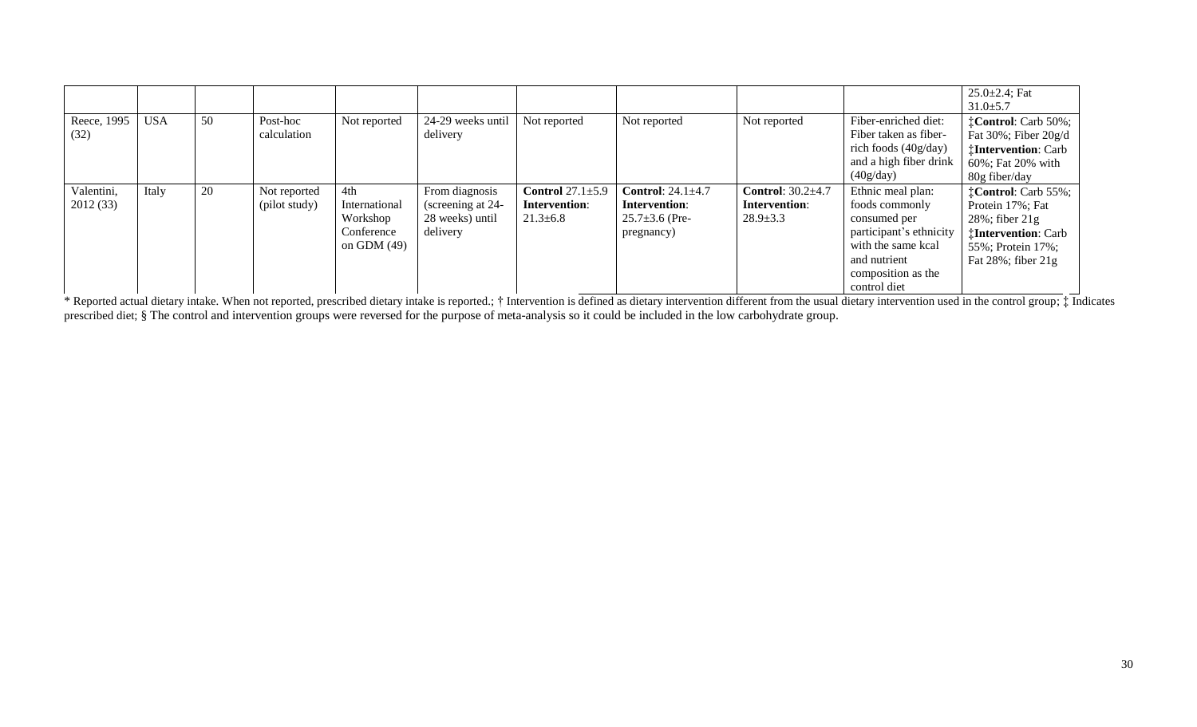| | | | | | | | | | | |
|---|---|---|---|---|---|---|---|---|---|---|
| | | | | | | | | | | 25.0±2.4; Fat 31.0±5.7 |
| Reece, 1995 (32) | USA | 50 | Post-hoc calculation | Not reported | 24-29 weeks until delivery | Not reported | Not reported | Not reported | Fiber-enriched diet: Fiber taken as fiber-rich foods (40g/day) and a high fiber drink (40g/day) | ‡**Control**: Carb 50%; Fat 30%; Fiber 20g/d ‡**Intervention**: Carb 60%; Fat 20% with 80g fiber/day |
| Valentini, 2012 (33) | Italy | 20 | Not reported (pilot study) | 4th International Workshop Conference on GDM (49) | From diagnosis (screening at 24-28 weeks) until delivery | **Control** 27.1±5.9 **Intervention**: 21.3±6.8 | **Control**: 24.1±4.7 **Intervention**: 25.7±3.6 (Pre-pregnancy) | **Control**: 30.2±4.7 **Intervention**: 28.9±3.3 | Ethnic meal plan: foods commonly consumed per participant's ethnicity with the same kcal and nutrient composition as the control diet | ‡**Control**: Carb 55%; Protein 17%; Fat 28%; fiber 21g ‡**Intervention**: Carb 55%; Protein 17%; Fat 28%; fiber 21g |

* Reported actual dietary intake. When not reported, prescribed dietary intake is reported.; † Intervention is defined as dietary intervention different from the usual dietary intervention used in the control group; ‡ Indicates prescribed diet; § The control and intervention groups were reversed for the purpose of meta-analysis so it could be included in the low carbohydrate group.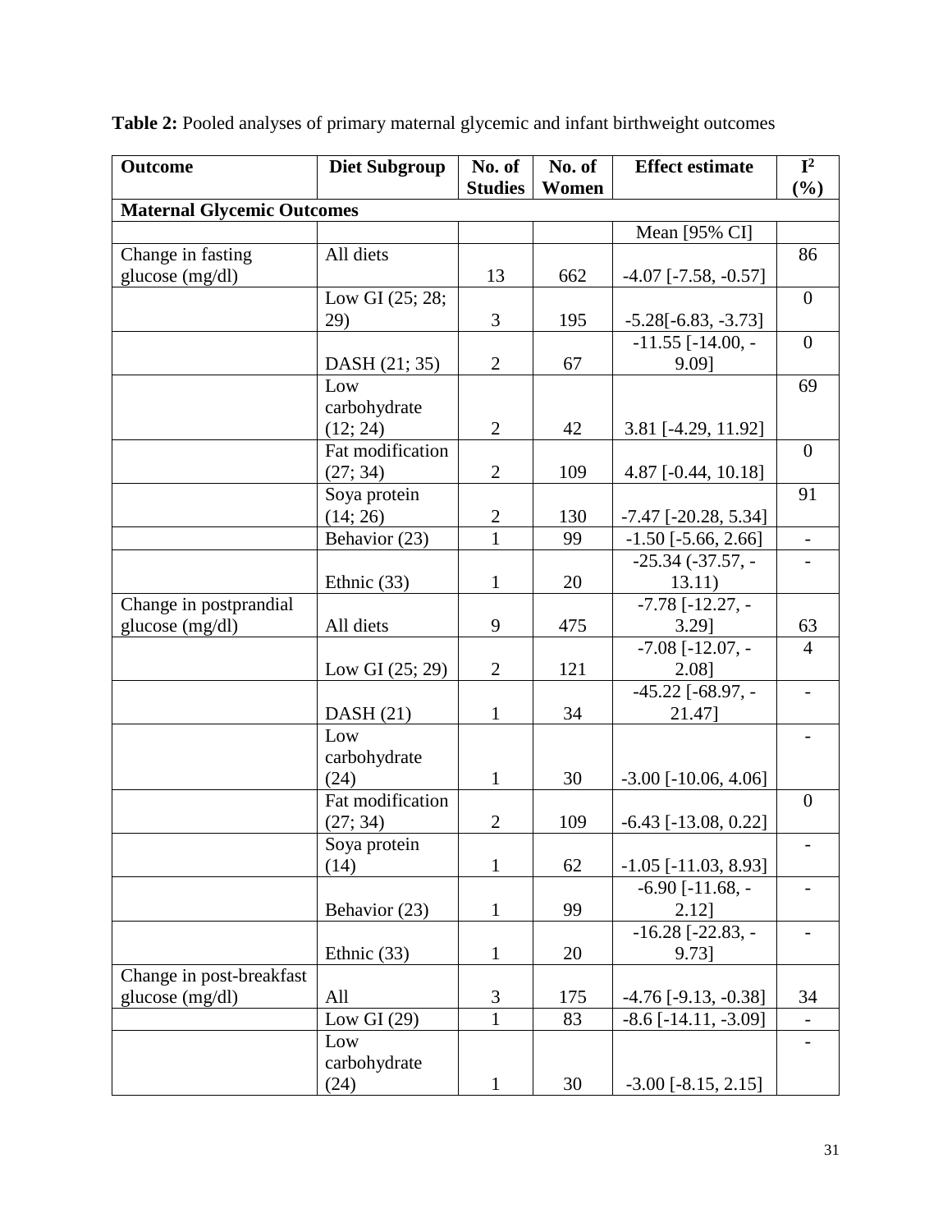**Table 2:** Pooled analyses of primary maternal glycemic and infant birthweight outcomes

| Outcome | Diet Subgroup | No. of Studies | No. of Women | Effect estimate | $I^2$ (%) |
|---|---|---|---|---|---|
| **Maternal Glycemic Outcomes** | | | | | |
| | | | | Mean [95% CI] | |
| Change in fasting glucose (mg/dl) | All diets | 13 | 662 | -4.07 [-7.58, -0.57] | 86 |
| | Low GI (25; 28; 29) | 3 | 195 | -5.28[-6.83, -3.73] | 0 |
| | DASH (21; 35) | 2 | 67 | -11.55 [-14.00, -9.09] | 0 |
| | Low carbohydrate (12; 24) | 2 | 42 | 3.81 [-4.29, 11.92] | 69 |
| | Fat modification (27; 34) | 2 | 109 | 4.87 [-0.44, 10.18] | 0 |
| | Soya protein (14; 26) | 2 | 130 | -7.47 [-20.28, 5.34] | 91 |
| | Behavior (23) | 1 | 99 | -1.50 [-5.66, 2.66] | - |
| | Ethnic (33) | 1 | 20 | -25.34 (-37.57, -13.11) | - |
| Change in postprandial glucose (mg/dl) | All diets | 9 | 475 | -7.78 [-12.27, -3.29] | 63 |
| | Low GI (25; 29) | 2 | 121 | -7.08 [-12.07, -2.08] | 4 |
| | DASH (21) | 1 | 34 | -45.22 [-68.97, -21.47] | - |
| | Low carbohydrate (24) | 1 | 30 | -3.00 [-10.06, 4.06] | - |
| | Fat modification (27; 34) | 2 | 109 | -6.43 [-13.08, 0.22] | 0 |
| | Soya protein (14) | 1 | 62 | -1.05 [-11.03, 8.93] | - |
| | Behavior (23) | 1 | 99 | -6.90 [-11.68, -2.12] | - |
| | Ethnic (33) | 1 | 20 | -16.28 [-22.83, -9.73] | - |
| Change in post-breakfast glucose (mg/dl) | All | 3 | 175 | -4.76 [-9.13, -0.38] | 34 |
| | Low GI (29) | 1 | 83 | -8.6 [-14.11, -3.09] | - |
| | Low carbohydrate (24) | 1 | 30 | -3.00 [-8.15, 2.15] | - |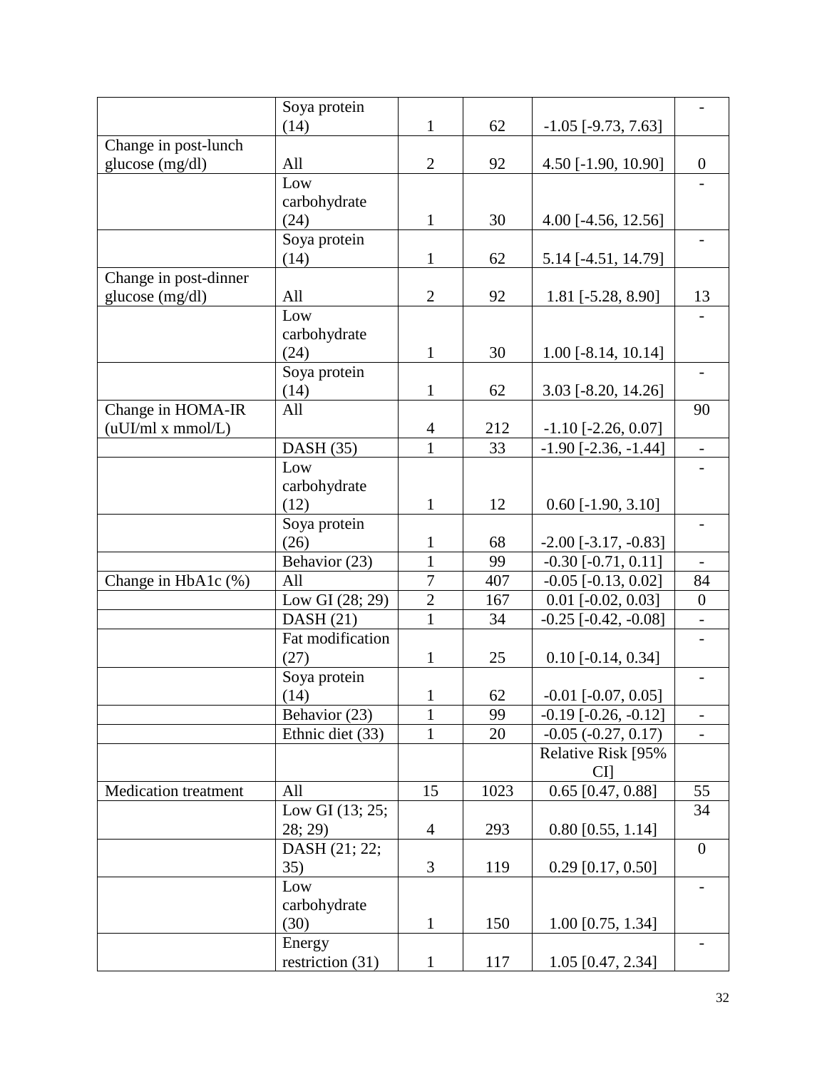| | | | | | |
|---|---|---|---|---|---|
| | Soya protein (14) | 1 | 62 | -1.05 [-9.73, 7.63] | - |
| Change in post-lunch glucose (mg/dl) | All | 2 | 92 | 4.50 [-1.90, 10.90] | 0 |
| | Low carbohydrate (24) | 1 | 30 | 4.00 [-4.56, 12.56] | - |
| | Soya protein (14) | 1 | 62 | 5.14 [-4.51, 14.79] | - |
| Change in post-dinner glucose (mg/dl) | All | 2 | 92 | 1.81 [-5.28, 8.90] | 13 |
| | Low carbohydrate (24) | 1 | 30 | 1.00 [-8.14, 10.14] | - |
| | Soya protein (14) | 1 | 62 | 3.03 [-8.20, 14.26] | - |
| Change in HOMA-IR (uUI/ml x mmol/L) | All | 4 | 212 | -1.10 [-2.26, 0.07] | 90 |
| | DASH (35) | 1 | 33 | -1.90 [-2.36, -1.44] | - |
| | Low carbohydrate (12) | 1 | 12 | 0.60 [-1.90, 3.10] | - |
| | Soya protein (26) | 1 | 68 | -2.00 [-3.17, -0.83] | - |
| | Behavior (23) | 1 | 99 | -0.30 [-0.71, 0.11] | - |
| Change in HbA1c (%) | All | 7 | 407 | -0.05 [-0.13, 0.02] | 84 |
| | Low GI (28; 29) | 2 | 167 | 0.01 [-0.02, 0.03] | 0 |
| | DASH (21) | 1 | 34 | -0.25 [-0.42, -0.08] | - |
| | Fat modification (27) | 1 | 25 | 0.10 [-0.14, 0.34] | - |
| | Soya protein (14) | 1 | 62 | -0.01 [-0.07, 0.05] | - |
| | Behavior (23) | 1 | 99 | -0.19 [-0.26, -0.12] | - |
| | Ethnic diet (33) | 1 | 20 | -0.05 (-0.27, 0.17) | - |
| | | | | Relative Risk [95% CI] | |
| Medication treatment | All | 15 | 1023 | 0.65 [0.47, 0.88] | 55 |
| | Low GI (13; 25; 28; 29) | 4 | 293 | 0.80 [0.55, 1.14] | 34 |
| | DASH (21; 22; 35) | 3 | 119 | 0.29 [0.17, 0.50] | 0 |
| | Low carbohydrate (30) | 1 | 150 | 1.00 [0.75, 1.34] | - |
| | Energy restriction (31) | 1 | 117 | 1.05 [0.47, 2.34] | - |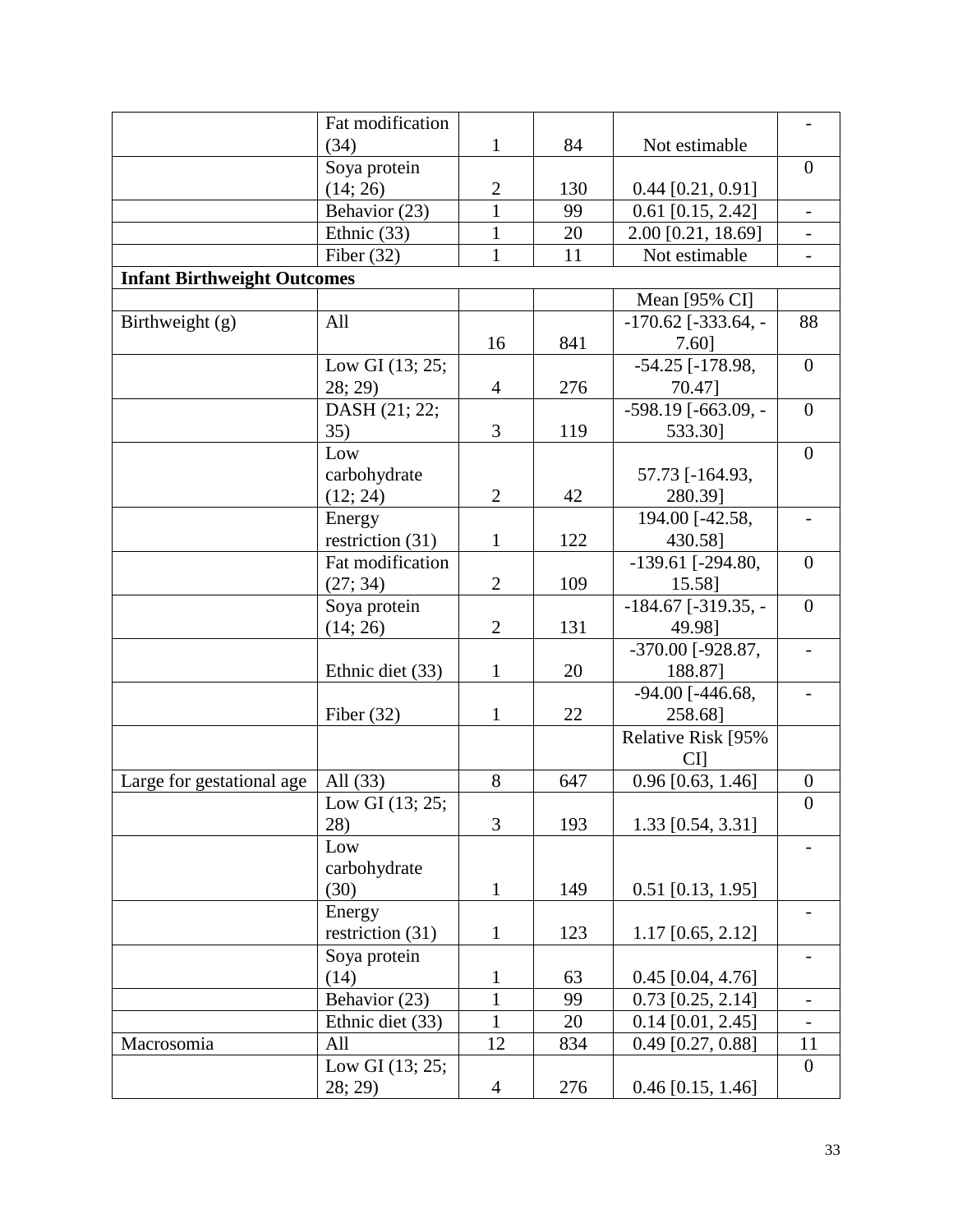| | | | | | |
|---|---|---|---|---|---|
| | Fat modification (34) | 1 | 84 | Not estimable | - |
| | Soya protein (14; 26) | 2 | 130 | 0.44 [0.21, 0.91] | 0 |
| | Behavior (23) | 1 | 99 | 0.61 [0.15, 2.42] | - |
| | Ethnic (33) | 1 | 20 | 2.00 [0.21, 18.69] | - |
| | Fiber (32) | 1 | 11 | Not estimable | - |
| **Infant Birthweight Outcomes** | | | | | |
| | | | | Mean [95% CI] | |
| Birthweight (g) | All | 16 | 841 | -170.62 [-333.64, -7.60] | 88 |
| | Low GI (13; 25; 28; 29) | 4 | 276 | -54.25 [-178.98, 70.47] | 0 |
| | DASH (21; 22; 35) | 3 | 119 | -598.19 [-663.09, -533.30] | 0 |
| | Low carbohydrate (12; 24) | 2 | 42 | 57.73 [-164.93, 280.39] | 0 |
| | Energy restriction (31) | 1 | 122 | 194.00 [-42.58, 430.58] | - |
| | Fat modification (27; 34) | 2 | 109 | -139.61 [-294.80, 15.58] | 0 |
| | Soya protein (14; 26) | 2 | 131 | -184.67 [-319.35, -49.98] | 0 |
| | Ethnic diet (33) | 1 | 20 | -370.00 [-928.87, 188.87] | - |
| | Fiber (32) | 1 | 22 | -94.00 [-446.68, 258.68] | - |
| | | | | Relative Risk [95% CI] | |
| Large for gestational age | All (33) | 8 | 647 | 0.96 [0.63, 1.46] | 0 |
| | Low GI (13; 25; 28) | 3 | 193 | 1.33 [0.54, 3.31] | 0 |
| | Low carbohydrate (30) | 1 | 149 | 0.51 [0.13, 1.95] | - |
| | Energy restriction (31) | 1 | 123 | 1.17 [0.65, 2.12] | - |
| | Soya protein (14) | 1 | 63 | 0.45 [0.04, 4.76] | - |
| | Behavior (23) | 1 | 99 | 0.73 [0.25, 2.14] | - |
| | Ethnic diet (33) | 1 | 20 | 0.14 [0.01, 2.45] | - |
| Macrosomia | All | 12 | 834 | 0.49 [0.27, 0.88] | 11 |
| | Low GI (13; 25; 28; 29) | 4 | 276 | 0.46 [0.15, 1.46] | 0 |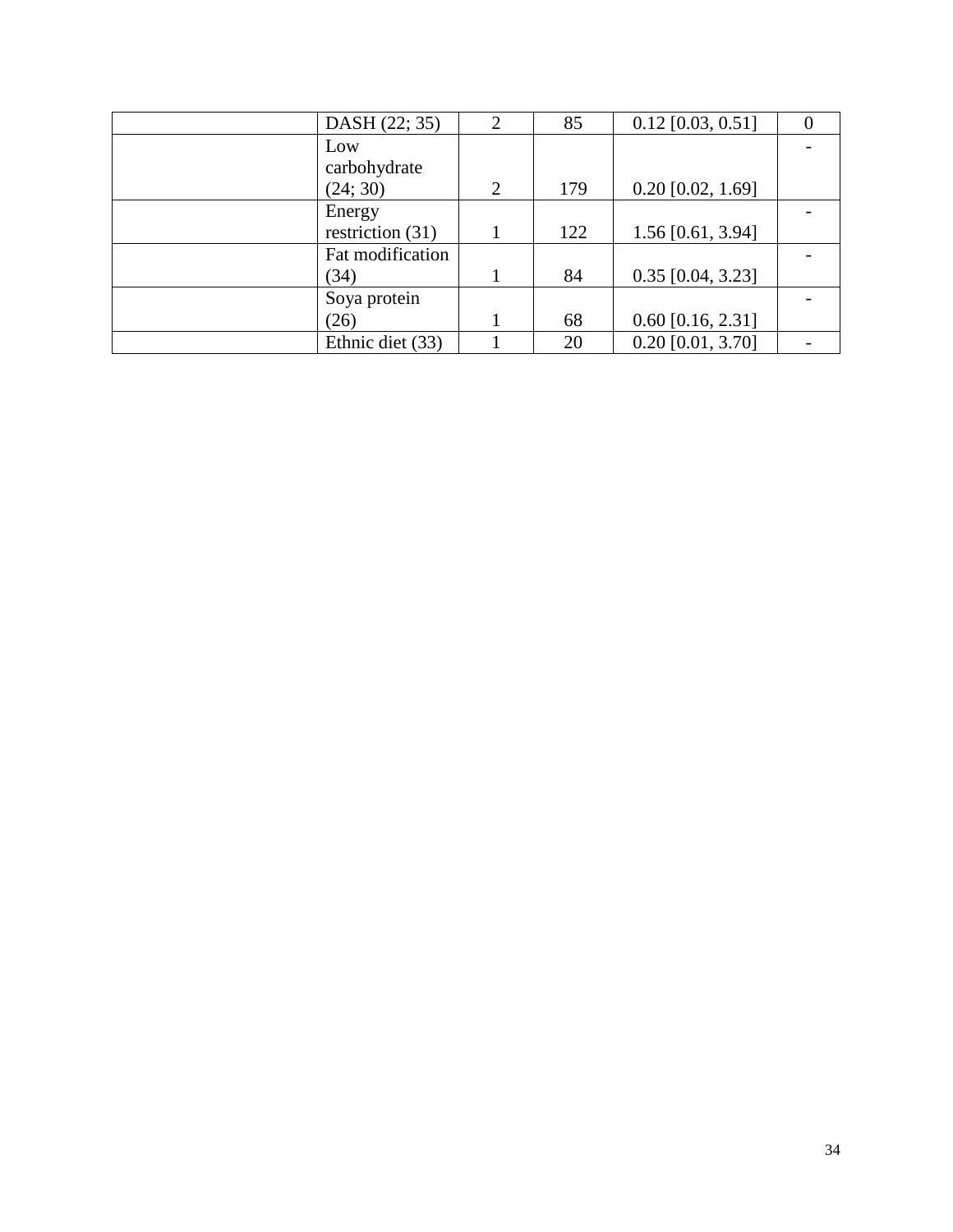| | | | | | |
|---|---|---|---|---|---|
| | DASH (22; 35) | 2 | 85 | 0.12 [0.03, 0.51] | 0 |
| | Low carbohydrate (24; 30) | 2 | 179 | 0.20 [0.02, 1.69] | - |
| | Energy restriction (31) | 1 | 122 | 1.56 [0.61, 3.94] | - |
| | Fat modification (34) | 1 | 84 | 0.35 [0.04, 3.23] | - |
| | Soya protein (26) | 1 | 68 | 0.60 [0.16, 2.31] | - |
| | Ethnic diet (33) | 1 | 20 | 0.20 [0.01, 3.70] | - |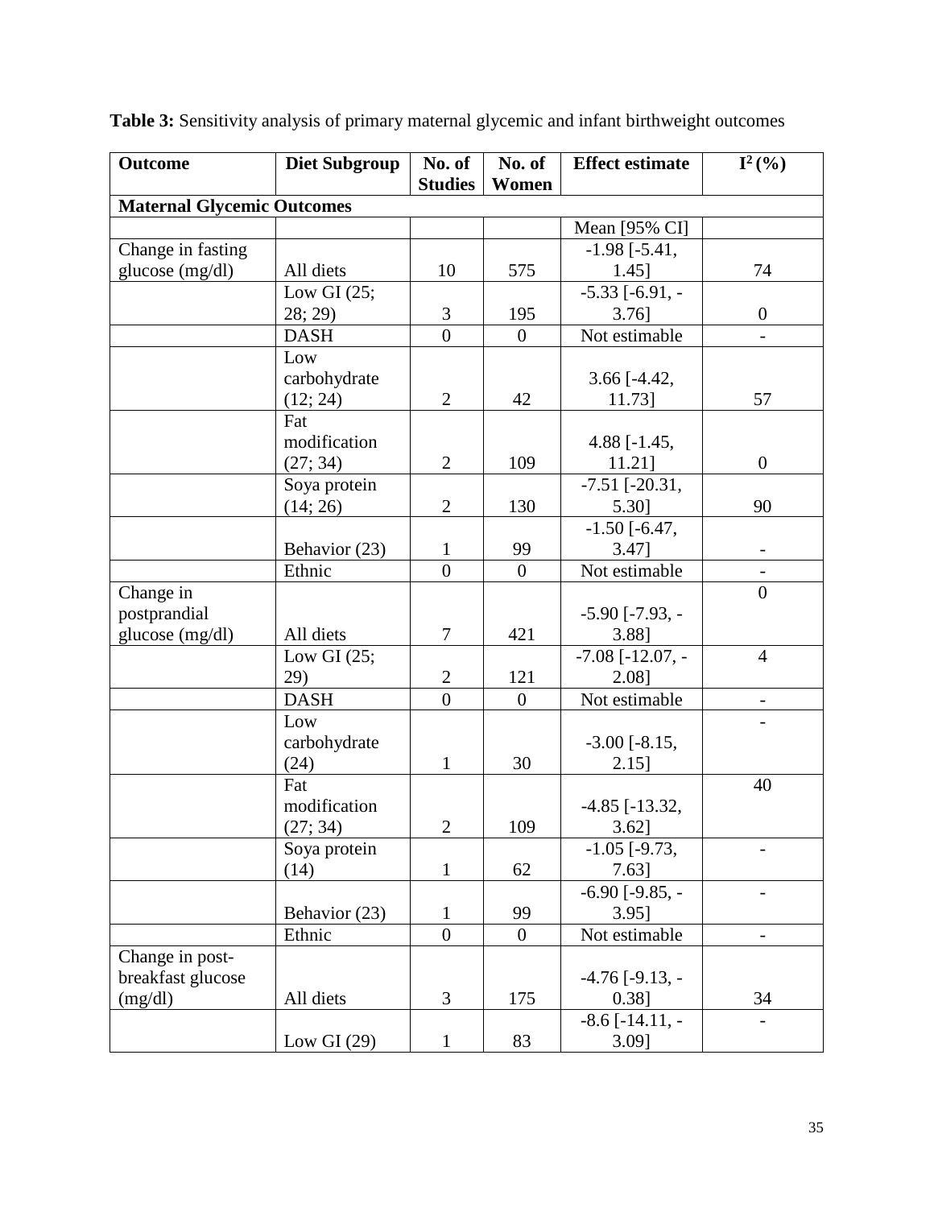**Table 3:** Sensitivity analysis of primary maternal glycemic and infant birthweight outcomes

| Outcome | Diet Subgroup | No. of Studies | No. of Women | Effect estimate | $I^2$ (%) |
|---|---|---|---|---|---|
| **Maternal Glycemic Outcomes** | | | | | |
| | | | | Mean [95% CI] | |
| Change in fasting glucose (mg/dl) | All diets | 10 | 575 | -1.98 [-5.41, 1.45] | 74 |
| | Low GI (25; 28; 29) | 3 | 195 | -5.33 [-6.91, -3.76] | 0 |
| | DASH | 0 | 0 | Not estimable | - |
| | Low carbohydrate (12; 24) | 2 | 42 | 3.66 [-4.42, 11.73] | 57 |
| | Fat modification (27; 34) | 2 | 109 | 4.88 [-1.45, 11.21] | 0 |
| | Soya protein (14; 26) | 2 | 130 | -7.51 [-20.31, 5.30] | 90 |
| | Behavior (23) | 1 | 99 | -1.50 [-6.47, 3.47] | - |
| | Ethnic | 0 | 0 | Not estimable | - |
| Change in postprandial glucose (mg/dl) | All diets | 7 | 421 | -5.90 [-7.93, -3.88] | 0 |
| | Low GI (25; 29) | 2 | 121 | -7.08 [-12.07, -2.08] | 4 |
| | DASH | 0 | 0 | Not estimable | - |
| | Low carbohydrate (24) | 1 | 30 | -3.00 [-8.15, 2.15] | - |
| | Fat modification (27; 34) | 2 | 109 | -4.85 [-13.32, 3.62] | 40 |
| | Soya protein (14) | 1 | 62 | -1.05 [-9.73, 7.63] | - |
| | Behavior (23) | 1 | 99 | -6.90 [-9.85, -3.95] | - |
| | Ethnic | 0 | 0 | Not estimable | - |
| Change in post-breakfast glucose (mg/dl) | All diets | 3 | 175 | -4.76 [-9.13, -0.38] | 34 |
| | Low GI (29) | 1 | 83 | -8.6 [-14.11, -3.09] | - |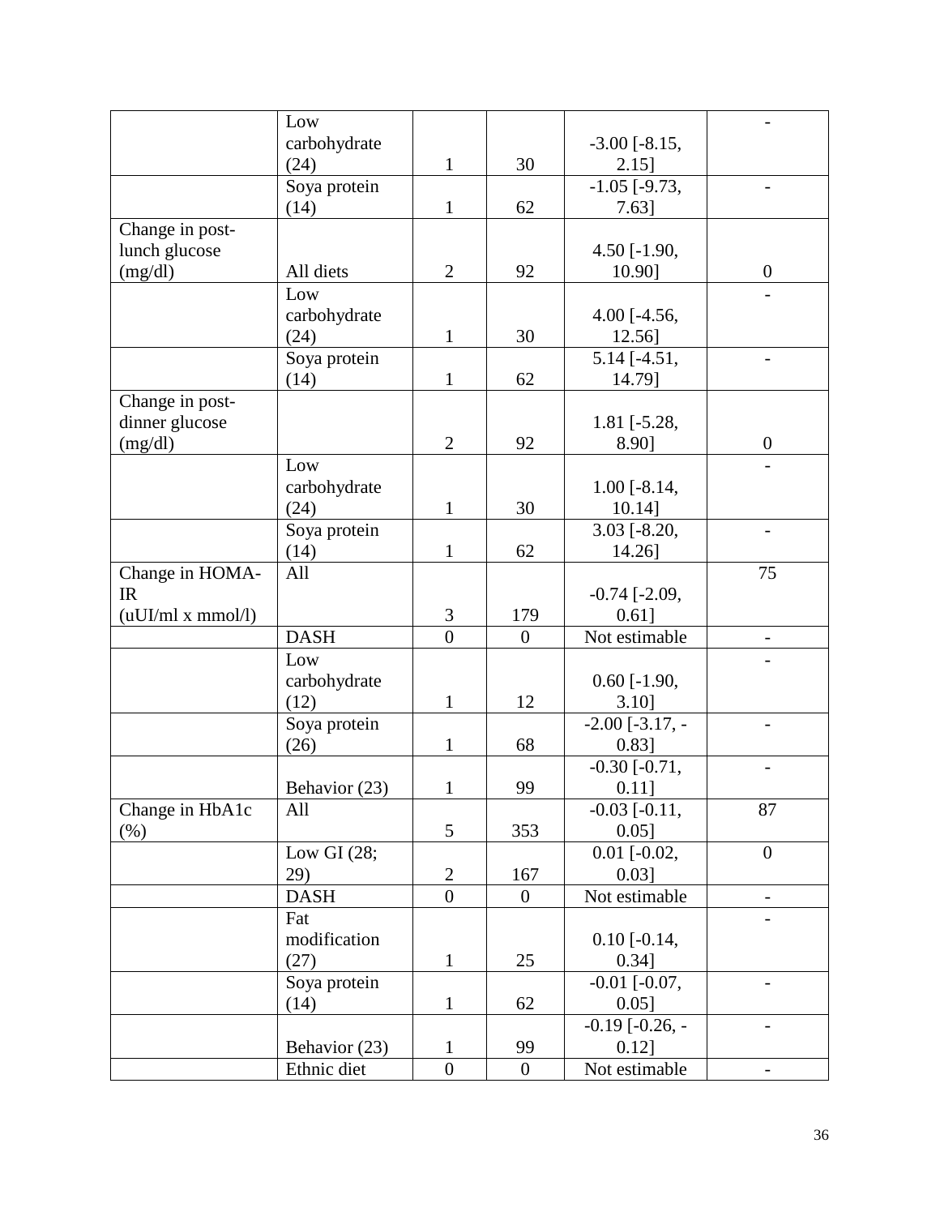| | | | | | |
|---|---|---|---|---|---|
| | Low carbohydrate (24) | 1 | 30 | -3.00 [-8.15, 2.15] | - |
| | Soya protein (14) | 1 | 62 | -1.05 [-9.73, 7.63] | - |
| Change in post-lunch glucose (mg/dl) | All diets | 2 | 92 | 4.50 [-1.90, 10.90] | 0 |
| | Low carbohydrate (24) | 1 | 30 | 4.00 [-4.56, 12.56] | - |
| | Soya protein (14) | 1 | 62 | 5.14 [-4.51, 14.79] | - |
| Change in post-dinner glucose (mg/dl) | | 2 | 92 | 1.81 [-5.28, 8.90] | 0 |
| | Low carbohydrate (24) | 1 | 30 | 1.00 [-8.14, 10.14] | - |
| | Soya protein (14) | 1 | 62 | 3.03 [-8.20, 14.26] | - |
| Change in HOMA-IR (uUI/ml x mmol/l) | All | 3 | 179 | -0.74 [-2.09, 0.61] | 75 |
| | DASH | 0 | 0 | Not estimable | - |
| | Low carbohydrate (12) | 1 | 12 | 0.60 [-1.90, 3.10] | - |
| | Soya protein (26) | 1 | 68 | -2.00 [-3.17, -0.83] | - |
| | Behavior (23) | 1 | 99 | -0.30 [-0.71, 0.11] | - |
| Change in HbA1c (%) | All | 5 | 353 | -0.03 [-0.11, 0.05] | 87 |
| | Low GI (28; 29) | 2 | 167 | 0.01 [-0.02, 0.03] | 0 |
| | DASH | 0 | 0 | Not estimable | - |
| | Fat modification (27) | 1 | 25 | 0.10 [-0.14, 0.34] | - |
| | Soya protein (14) | 1 | 62 | -0.01 [-0.07, 0.05] | - |
| | Behavior (23) | 1 | 99 | -0.19 [-0.26, -0.12] | - |
| | Ethnic diet | 0 | 0 | Not estimable | - |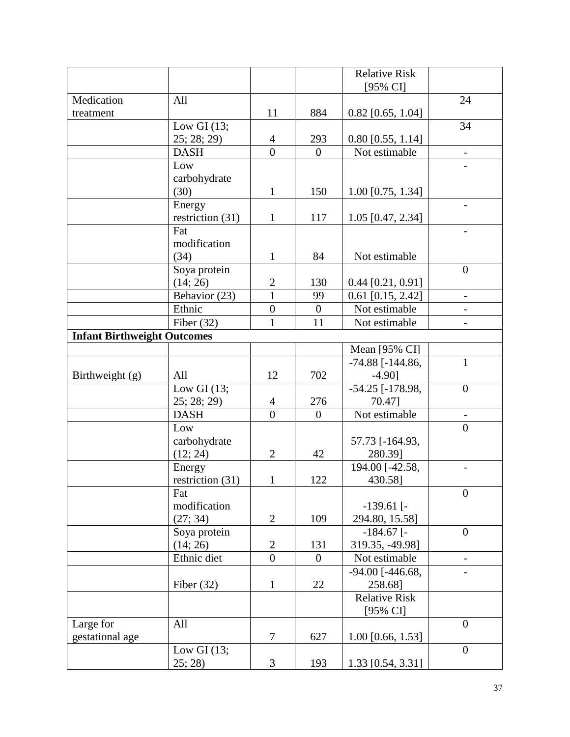| | | | | Relative Risk [95% CI] | |
|---|---|---|---|---|---|
| Medication treatment | All | 11 | 884 | 0.82 [0.65, 1.04] | 24 |
| | Low GI (13; 25; 28; 29) | 4 | 293 | 0.80 [0.55, 1.14] | 34 |
| | DASH | 0 | 0 | Not estimable | - |
| | Low carbohydrate (30) | 1 | 150 | 1.00 [0.75, 1.34] | - |
| | Energy restriction (31) | 1 | 117 | 1.05 [0.47, 2.34] | - |
| | Fat modification (34) | 1 | 84 | Not estimable | - |
| | Soya protein (14; 26) | 2 | 130 | 0.44 [0.21, 0.91] | 0 |
| | Behavior (23) | 1 | 99 | 0.61 [0.15, 2.42] | - |
| | Ethnic | 0 | 0 | Not estimable | - |
| | Fiber (32) | 1 | 11 | Not estimable | - |
| **Infant Birthweight Outcomes** | | | | | |
| | | | | Mean [95% CI] | |
| Birthweight (g) | All | 12 | 702 | -74.88 [-144.86, -4.90] | 1 |
| | Low GI (13; 25; 28; 29) | 4 | 276 | -54.25 [-178.98, 70.47] | 0 |
| | DASH | 0 | 0 | Not estimable | - |
| | Low carbohydrate (12; 24) | 2 | 42 | 57.73 [-164.93, 280.39] | 0 |
| | Energy restriction (31) | 1 | 122 | 194.00 [-42.58, 430.58] | - |
| | Fat modification (27; 34) | 2 | 109 | -139.61 [-294.80, 15.58] | 0 |
| | Soya protein (14; 26) | 2 | 131 | -184.67 [-319.35, -49.98] | 0 |
| | Ethnic diet | 0 | 0 | Not estimable | - |
| | Fiber (32) | 1 | 22 | -94.00 [-446.68, 258.68] | - |
| | | | | Relative Risk [95% CI] | |
| Large for gestational age | All | 7 | 627 | 1.00 [0.66, 1.53] | 0 |
| | Low GI (13; 25; 28) | 3 | 193 | 1.33 [0.54, 3.31] | 0 |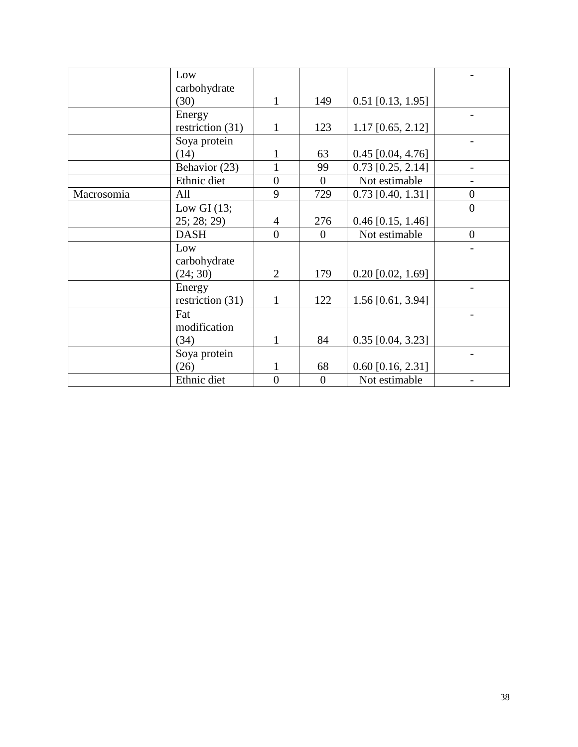| | | | | | |
|---|---|---|---|---|---|
| | Low carbohydrate (30) | 1 | 149 | 0.51 [0.13, 1.95] | - |
| | Energy restriction (31) | 1 | 123 | 1.17 [0.65, 2.12] | - |
| | Soya protein (14) | 1 | 63 | 0.45 [0.04, 4.76] | - |
| | Behavior (23) | 1 | 99 | 0.73 [0.25, 2.14] | - |
| | Ethnic diet | 0 | 0 | Not estimable | - |
| Macrosomia | All | 9 | 729 | 0.73 [0.40, 1.31] | 0 |
| | Low GI (13; 25; 28; 29) | 4 | 276 | 0.46 [0.15, 1.46] | 0 |
| | DASH | 0 | 0 | Not estimable | 0 |
| | Low carbohydrate (24; 30) | 2 | 179 | 0.20 [0.02, 1.69] | - |
| | Energy restriction (31) | 1 | 122 | 1.56 [0.61, 3.94] | - |
| | Fat modification (34) | 1 | 84 | 0.35 [0.04, 3.23] | - |
| | Soya protein (26) | 1 | 68 | 0.60 [0.16, 2.31] | - |
| | Ethnic diet | 0 | 0 | Not estimable | - |